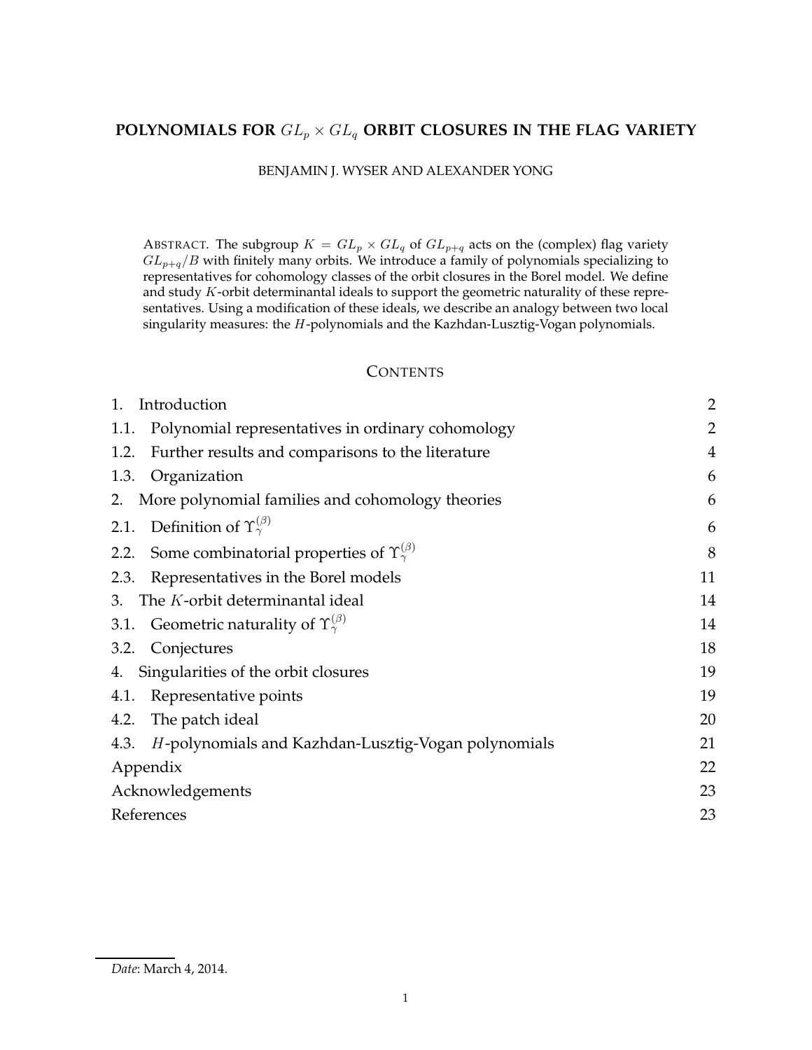# POLYNOMIALS FOR $GL_p \times GL_q$ ORBIT CLOSURES IN THE FLAG VARIETY

BENJAMIN J. WYSER AND ALEXANDER YONG

ABSTRACT. The subgroup $K = GL_p \times GL_q$ of $GL_{p+q}$ acts on the (complex) flag variety $GL_{p+q}/B$ with finitely many orbits. We introduce a family of polynomials specializing to representatives for cohomology classes of the orbit closures in the Borel model. We define and study $K$-orbit determinantal ideals to support the geometric naturality of these representatives. Using a modification of these ideals, we describe an analogy between two local singularity measures: the $H$-polynomials and the Kazhdan-Lusztig-Vogan polynomials.

## CONTENTS

| | |
|---|---|
| 1. Introduction | 2 |
| 1.1. Polynomial representatives in ordinary cohomology | 2 |
| 1.2. Further results and comparisons to the literature | 4 |
| 1.3. Organization | 6 |
| 2. More polynomial families and cohomology theories | 6 |
| 2.1. Definition of $\Upsilon_\gamma^{(\beta)}$ | 6 |
| 2.2. Some combinatorial properties of $\Upsilon_\gamma^{(\beta)}$ | 8 |
| 2.3. Representatives in the Borel models | 11 |
| 3. The $K$-orbit determinantal ideal | 14 |
| 3.1. Geometric naturality of $\Upsilon_\gamma^{(\beta)}$ | 14 |
| 3.2. Conjectures | 18 |
| 4. Singularities of the orbit closures | 19 |
| 4.1. Representative points | 19 |
| 4.2. The patch ideal | 20 |
| 4.3. $H$-polynomials and Kazhdan-Lusztig-Vogan polynomials | 21 |
| Appendix | 22 |
| Acknowledgements | 23 |
| References | 23 |

*Date*: March 4, 2014.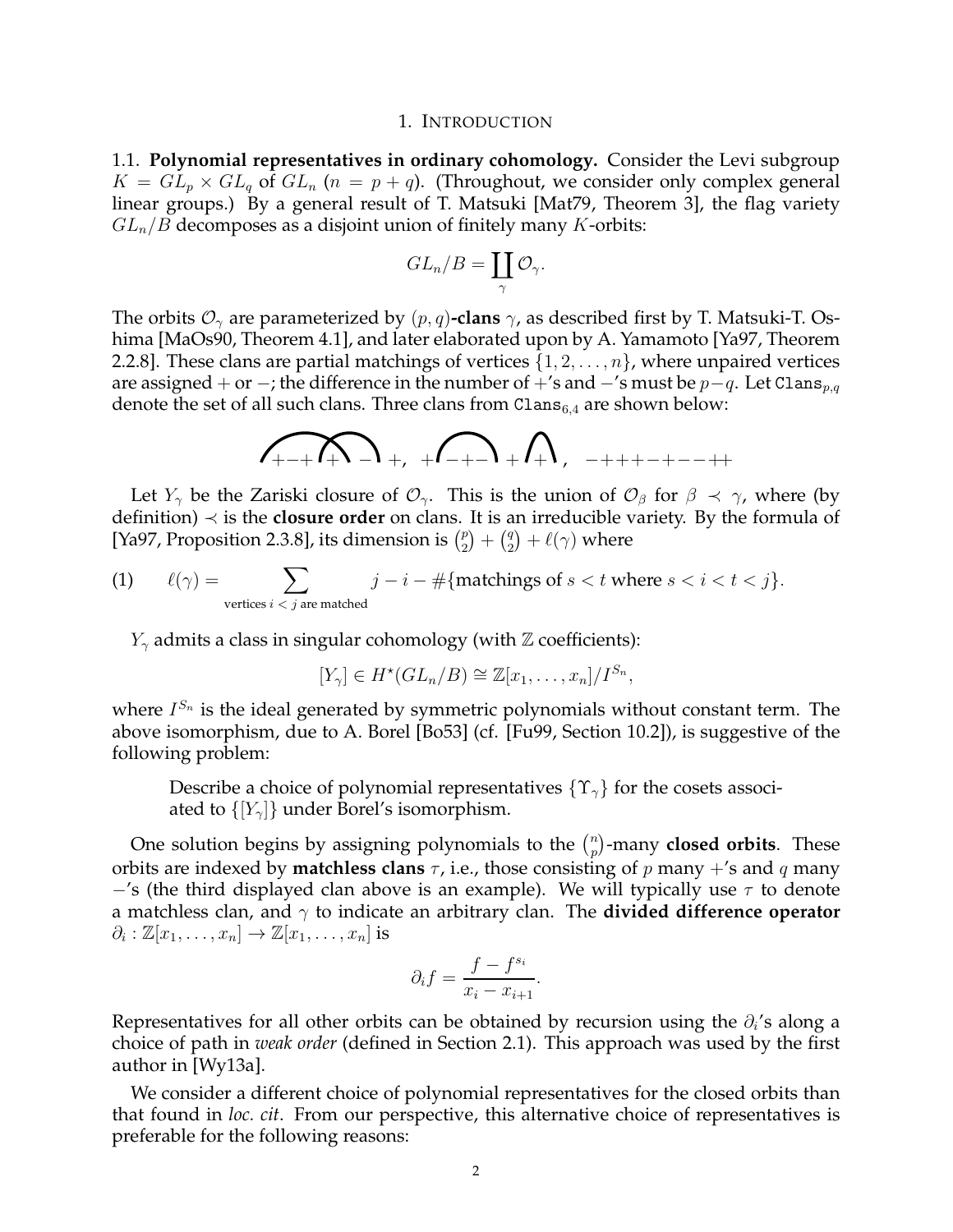## 1. Introduction

1.1. **Polynomial representatives in ordinary cohomology.** Consider the Levi subgroup $K = GL_p \times GL_q$ of $GL_n$ ($n = p + q$). (Throughout, we consider only complex general linear groups.) By a general result of T. Matsuki [Mat79, Theorem 3], the flag variety $GL_n/B$ decomposes as a disjoint union of finitely many $K$-orbits:

$$GL_n/B = \coprod_{\gamma} \mathcal{O}_\gamma.$$

The orbits $\mathcal{O}_\gamma$ are parameterized by $(p, q)$**-clans** $\gamma$, as described first by T. Matsuki-T. Oshima [MaOs90, Theorem 4.1], and later elaborated upon by A. Yamamoto [Ya97, Theorem 2.2.8]. These clans are partial matchings of vertices $\{1, 2, \ldots, n\}$, where unpaired vertices are assigned $+$ or $-$; the difference in the number of $+$'s and $-$'s must be $p-q$. Let $\texttt{Clans}_{p,q}$ denote the set of all such clans. Three clans from $\texttt{Clans}_{6,4}$ are shown below:

$$\text{(arc diagram)} + - + \; + \; - \; +, \quad + \; - + - \; + \; +, \quad - + + + - + - - + +$$

Let $Y_\gamma$ be the Zariski closure of $\mathcal{O}_\gamma$. This is the union of $\mathcal{O}_\beta$ for $\beta \prec \gamma$, where (by definition) $\prec$ is the **closure order** on clans. It is an irreducible variety. By the formula of [Ya97, Proposition 2.3.8], its dimension is $\binom{p}{2} + \binom{q}{2} + \ell(\gamma)$ where

$$\ell(\gamma) = \sum_{\text{vertices } i < j \text{ are matched}} j - i - \#\{\text{matchings of } s < t \text{ where } s < i < t < j\}. \tag{1}$$

$Y_\gamma$ admits a class in singular cohomology (with $\mathbb{Z}$ coefficients):

$$[Y_\gamma] \in H^\star(GL_n/B) \cong \mathbb{Z}[x_1, \ldots, x_n]/I^{S_n},$$

where $I^{S_n}$ is the ideal generated by symmetric polynomials without constant term. The above isomorphism, due to A. Borel [Bo53] (cf. [Fu99, Section 10.2]), is suggestive of the following problem:

> Describe a choice of polynomial representatives $\{\Upsilon_\gamma\}$ for the cosets associated to $\{[Y_\gamma]\}$ under Borel's isomorphism.

One solution begins by assigning polynomials to the $\binom{n}{p}$-many **closed orbits**. These orbits are indexed by **matchless clans** $\tau$, i.e., those consisting of $p$ many $+$'s and $q$ many $-$'s (the third displayed clan above is an example). We will typically use $\tau$ to denote a matchless clan, and $\gamma$ to indicate an arbitrary clan. The **divided difference operator** $\partial_i : \mathbb{Z}[x_1, \ldots, x_n] \to \mathbb{Z}[x_1, \ldots, x_n]$ is

$$\partial_i f = \frac{f - f^{s_i}}{x_i - x_{i+1}}.$$

Representatives for all other orbits can be obtained by recursion using the $\partial_i$'s along a choice of path in *weak order* (defined in Section 2.1). This approach was used by the first author in [Wy13a].

We consider a different choice of polynomial representatives for the closed orbits than that found in *loc. cit*. From our perspective, this alternative choice of representatives is preferable for the following reasons: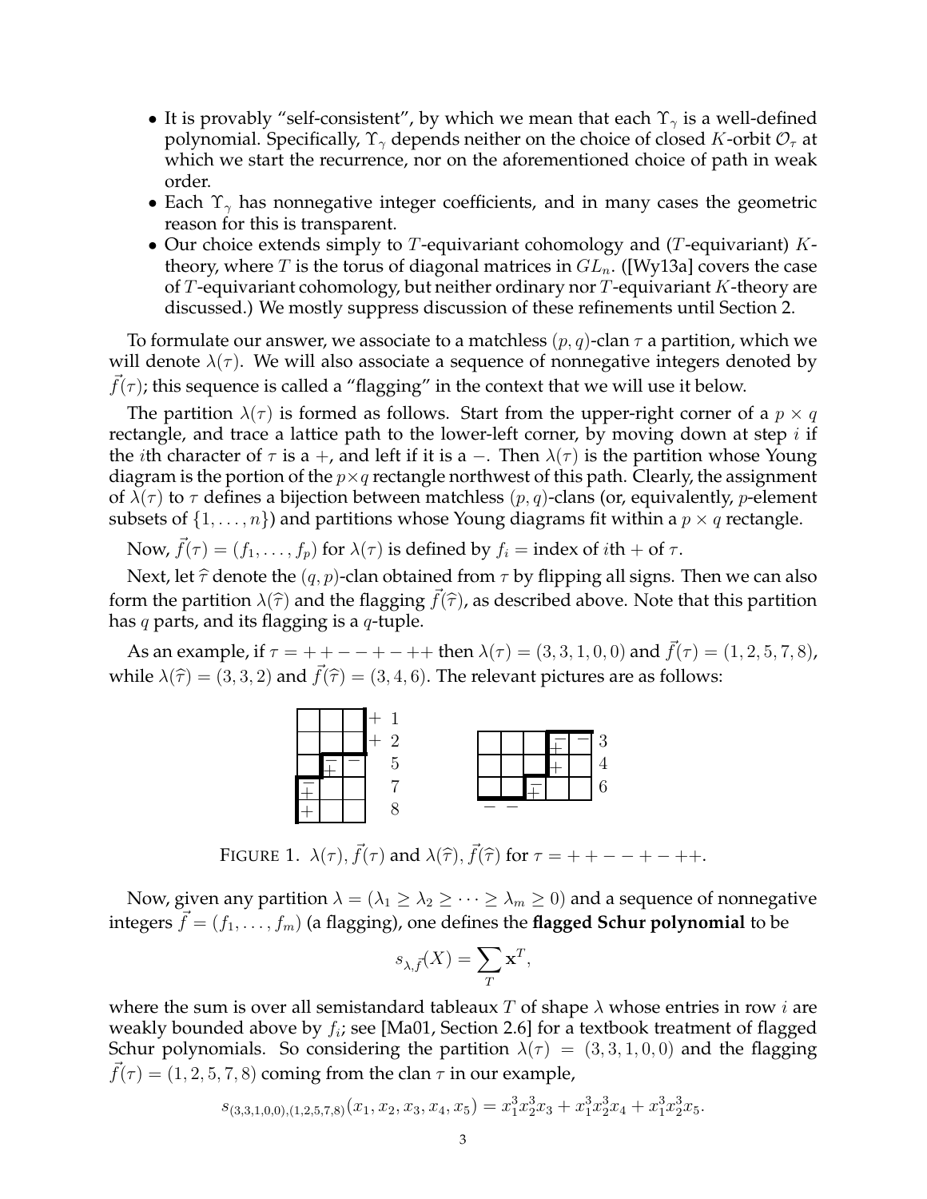- It is provably "self-consistent", by which we mean that each $\Upsilon_\gamma$ is a well-defined polynomial. Specifically, $\Upsilon_\gamma$ depends neither on the choice of closed $K$-orbit $\mathcal{O}_\tau$ at which we start the recurrence, nor on the aforementioned choice of path in weak order.
- Each $\Upsilon_\gamma$ has nonnegative integer coefficients, and in many cases the geometric reason for this is transparent.
- Our choice extends simply to $T$-equivariant cohomology and ($T$-equivariant) $K$-theory, where $T$ is the torus of diagonal matrices in $GL_n$. ([Wy13a] covers the case of $T$-equivariant cohomology, but neither ordinary nor $T$-equivariant $K$-theory are discussed.) We mostly suppress discussion of these refinements until Section 2.

To formulate our answer, we associate to a matchless $(p, q)$-clan $\tau$ a partition, which we will denote $\lambda(\tau)$. We will also associate a sequence of nonnegative integers denoted by $\vec{f}(\tau)$; this sequence is called a "flagging" in the context that we will use it below.

The partition $\lambda(\tau)$ is formed as follows. Start from the upper-right corner of a $p \times q$ rectangle, and trace a lattice path to the lower-left corner, by moving down at step $i$ if the $i$th character of $\tau$ is a $+$, and left if it is a $-$. Then $\lambda(\tau)$ is the partition whose Young diagram is the portion of the $p \times q$ rectangle northwest of this path. Clearly, the assignment of $\lambda(\tau)$ to $\tau$ defines a bijection between matchless $(p, q)$-clans (or, equivalently, $p$-element subsets of $\{1, \ldots, n\}$) and partitions whose Young diagrams fit within a $p \times q$ rectangle.

Now, $\vec{f}(\tau) = (f_1, \ldots, f_p)$ for $\lambda(\tau)$ is defined by $f_i$ = index of $i$th $+$ of $\tau$.

Next, let $\widehat{\tau}$ denote the $(q, p)$-clan obtained from $\tau$ by flipping all signs. Then we can also form the partition $\lambda(\widehat{\tau})$ and the flagging $\vec{f}(\widehat{\tau})$, as described above. Note that this partition has $q$ parts, and its flagging is a $q$-tuple.

As an example, if $\tau = ++--+-++$ then $\lambda(\tau) = (3, 3, 1, 0, 0)$ and $\vec{f}(\tau) = (1, 2, 5, 7, 8)$, while $\lambda(\widehat{\tau}) = (3, 3, 2)$ and $\vec{f}(\widehat{\tau}) = (3, 4, 6)$. The relevant pictures are as follows:

FIGURE 1. $\lambda(\tau), \vec{f}(\tau)$ and $\lambda(\widehat{\tau}), \vec{f}(\widehat{\tau})$ for $\tau = ++--+-++$.

Now, given any partition $\lambda = (\lambda_1 \geq \lambda_2 \geq \cdots \geq \lambda_m \geq 0)$ and a sequence of nonnegative integers $\vec{f} = (f_1, \ldots, f_m)$ (a flagging), one defines the **flagged Schur polynomial** to be

$$s_{\lambda, \vec{f}}(X) = \sum_T \mathbf{x}^T,$$

where the sum is over all semistandard tableaux $T$ of shape $\lambda$ whose entries in row $i$ are weakly bounded above by $f_i$; see [Ma01, Section 2.6] for a textbook treatment of flagged Schur polynomials. So considering the partition $\lambda(\tau) = (3, 3, 1, 0, 0)$ and the flagging $\vec{f}(\tau) = (1, 2, 5, 7, 8)$ coming from the clan $\tau$ in our example,

$$s_{(3,3,1,0,0),(1,2,5,7,8)}(x_1, x_2, x_3, x_4, x_5) = x_1^3 x_2^3 x_3 + x_1^3 x_2^3 x_4 + x_1^3 x_2^3 x_5.$$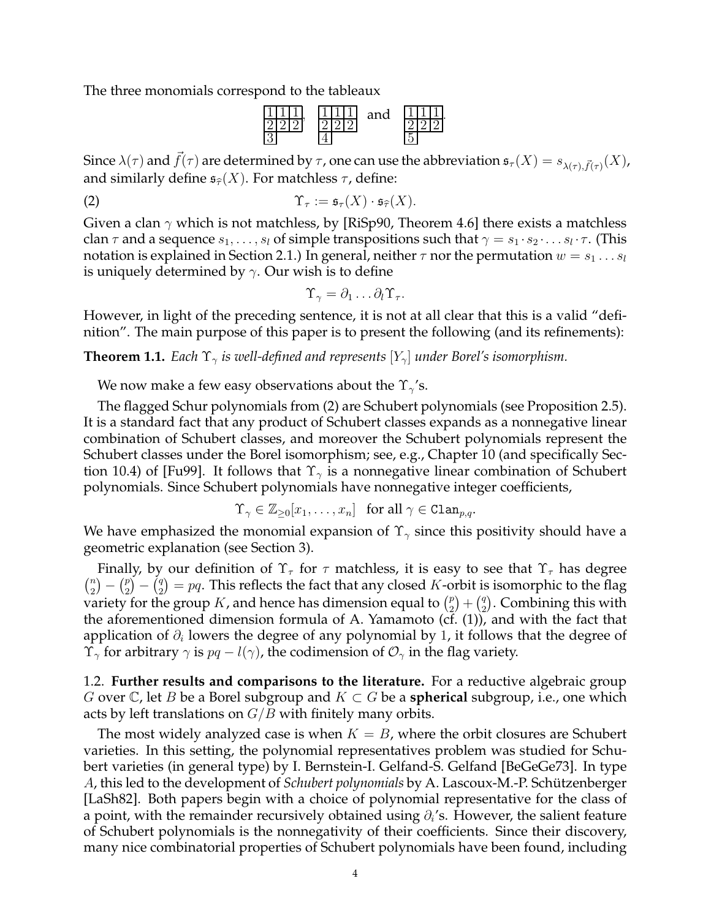The three monomials correspond to the tableaux

$$\begin{array}{|c|c|c|}\hline 1&1&1\\\hline 2&2&2\\\hline 3\\\cline{1-1}\end{array}, \quad \begin{array}{|c|c|c|}\hline 1&1&1\\\hline 2&2&2\\\hline 4\\\cline{1-1}\end{array} \quad \text{and} \quad \begin{array}{|c|c|c|}\hline 1&1&1\\\hline 2&2&2\\\hline 5\\\cline{1-1}\end{array}.$$

Since $\lambda(\tau)$ and $\vec{f}(\tau)$ are determined by $\tau$, one can use the abbreviation $\mathfrak{s}_\tau(X) = s_{\lambda(\tau),\vec{f}(\tau)}(X)$, and similarly define $\mathfrak{s}_{\widehat{\tau}}(X)$. For matchless $\tau$, define:

$$\Upsilon_\tau := \mathfrak{s}_\tau(X) \cdot \mathfrak{s}_{\widehat{\tau}}(X). \tag{2}$$

Given a clan $\gamma$ which is not matchless, by [RiSp90, Theorem 4.6] there exists a matchless clan $\tau$ and a sequence $s_1, \ldots, s_l$ of simple transpositions such that $\gamma = s_1 \cdot s_2 \cdot \ldots s_l \cdot \tau$. (This notation is explained in Section 2.1.) In general, neither $\tau$ nor the permutation $w = s_1 \ldots s_l$ is uniquely determined by $\gamma$. Our wish is to define

$$\Upsilon_\gamma = \partial_1 \ldots \partial_l \Upsilon_\tau.$$

However, in light of the preceding sentence, it is not at all clear that this is a valid "definition". The main purpose of this paper is to present the following (and its refinements):

**Theorem 1.1.** *Each $\Upsilon_\gamma$ is well-defined and represents $[Y_\gamma]$ under Borel's isomorphism.*

We now make a few easy observations about the $\Upsilon_\gamma$'s.

The flagged Schur polynomials from (2) are Schubert polynomials (see Proposition 2.5). It is a standard fact that any product of Schubert classes expands as a nonnegative linear combination of Schubert classes, and moreover the Schubert polynomials represent the Schubert classes under the Borel isomorphism; see, e.g., Chapter 10 (and specifically Section 10.4) of [Fu99]. It follows that $\Upsilon_\gamma$ is a nonnegative linear combination of Schubert polynomials. Since Schubert polynomials have nonnegative integer coefficients,

$$\Upsilon_\gamma \in \mathbb{Z}_{\geq 0}[x_1, \ldots, x_n] \quad \text{for all } \gamma \in \texttt{Clan}_{p,q}.$$

We have emphasized the monomial expansion of $\Upsilon_\gamma$ since this positivity should have a geometric explanation (see Section 3).

Finally, by our definition of $\Upsilon_\tau$ for $\tau$ matchless, it is easy to see that $\Upsilon_\tau$ has degree $\binom{n}{2} - \binom{p}{2} - \binom{q}{2} = pq$. This reflects the fact that any closed $K$-orbit is isomorphic to the flag variety for the group $K$, and hence has dimension equal to $\binom{p}{2} + \binom{q}{2}$. Combining this with the aforementioned dimension formula of A. Yamamoto (cf. (1)), and with the fact that application of $\partial_i$ lowers the degree of any polynomial by 1, it follows that the degree of $\Upsilon_\gamma$ for arbitrary $\gamma$ is $pq - l(\gamma)$, the codimension of $\mathcal{O}_\gamma$ in the flag variety.

1.2. **Further results and comparisons to the literature.** For a reductive algebraic group $G$ over $\mathbb{C}$, let $B$ be a Borel subgroup and $K \subset G$ be a **spherical** subgroup, i.e., one which acts by left translations on $G/B$ with finitely many orbits.

The most widely analyzed case is when $K = B$, where the orbit closures are Schubert varieties. In this setting, the polynomial representatives problem was studied for Schubert varieties (in general type) by I. Bernstein-I. Gelfand-S. Gelfand [BeGeGe73]. In type $A$, this led to the development of *Schubert polynomials* by A. Lascoux-M.-P. Schützenberger [LaSh82]. Both papers begin with a choice of polynomial representative for the class of a point, with the remainder recursively obtained using $\partial_i$'s. However, the salient feature of Schubert polynomials is the nonnegativity of their coefficients. Since their discovery, many nice combinatorial properties of Schubert polynomials have been found, including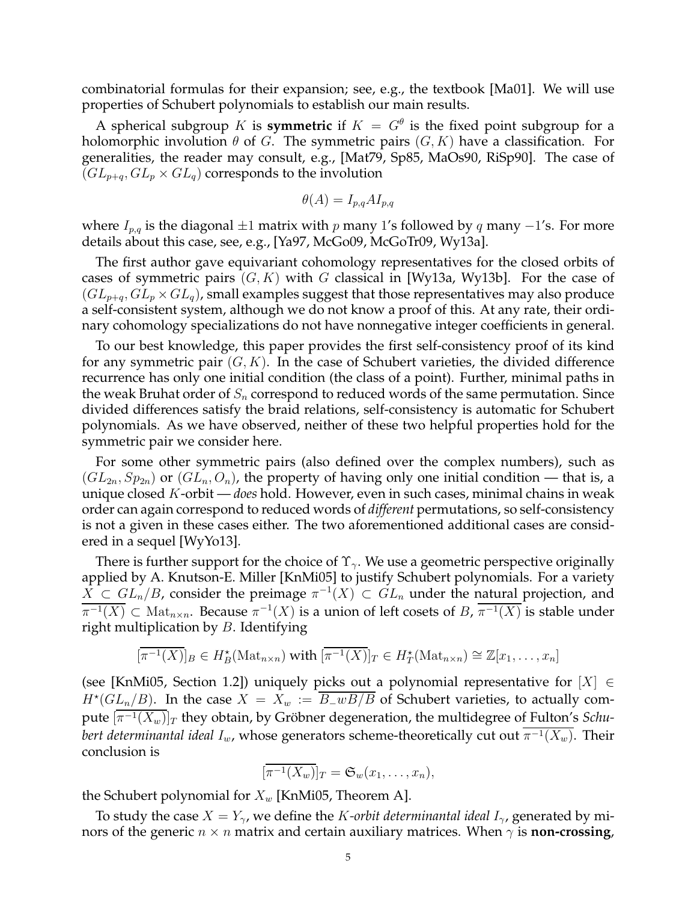combinatorial formulas for their expansion; see, e.g., the textbook [Ma01]. We will use properties of Schubert polynomials to establish our main results.

A spherical subgroup $K$ is **symmetric** if $K = G^{\theta}$ is the fixed point subgroup for a holomorphic involution $\theta$ of $G$. The symmetric pairs $(G, K)$ have a classification. For generalities, the reader may consult, e.g., [Mat79, Sp85, MaOs90, RiSp90]. The case of $(GL_{p+q}, GL_p \times GL_q)$ corresponds to the involution

$$\theta(A) = I_{p,q} A I_{p,q}$$

where $I_{p,q}$ is the diagonal $\pm 1$ matrix with $p$ many 1's followed by $q$ many $-1$'s. For more details about this case, see, e.g., [Ya97, McGo09, McGoTr09, Wy13a].

The first author gave equivariant cohomology representatives for the closed orbits of cases of symmetric pairs $(G, K)$ with $G$ classical in [Wy13a, Wy13b]. For the case of $(GL_{p+q}, GL_p \times GL_q)$, small examples suggest that those representatives may also produce a self-consistent system, although we do not know a proof of this. At any rate, their ordinary cohomology specializations do not have nonnegative integer coefficients in general.

To our best knowledge, this paper provides the first self-consistency proof of its kind for any symmetric pair $(G, K)$. In the case of Schubert varieties, the divided difference recurrence has only one initial condition (the class of a point). Further, minimal paths in the weak Bruhat order of $S_n$ correspond to reduced words of the same permutation. Since divided differences satisfy the braid relations, self-consistency is automatic for Schubert polynomials. As we have observed, neither of these two helpful properties hold for the symmetric pair we consider here.

For some other symmetric pairs (also defined over the complex numbers), such as $(GL_{2n}, Sp_{2n})$ or $(GL_n, O_n)$, the property of having only one initial condition — that is, a unique closed $K$-orbit — *does* hold. However, even in such cases, minimal chains in weak order can again correspond to reduced words of *different* permutations, so self-consistency is not a given in these cases either. The two aforementioned additional cases are considered in a sequel [WyYo13].

There is further support for the choice of $\Upsilon_{\gamma}$. We use a geometric perspective originally applied by A. Knutson-E. Miller [KnMi05] to justify Schubert polynomials. For a variety $X \subset GL_n/B$, consider the preimage $\pi^{-1}(X) \subset GL_n$ under the natural projection, and $\overline{\pi^{-1}(X)} \subset \mathrm{Mat}_{n\times n}$. Because $\pi^{-1}(X)$ is a union of left cosets of $B$, $\overline{\pi^{-1}(X)}$ is stable under right multiplication by $B$. Identifying

$$[\overline{\pi^{-1}(X)}]_B \in H^{\star}_B(\mathrm{Mat}_{n\times n}) \text{ with } [\overline{\pi^{-1}(X)}]_T \in H^{\star}_T(\mathrm{Mat}_{n\times n}) \cong \mathbb{Z}[x_1, \ldots, x_n]$$

(see [KnMi05, Section 1.2]) uniquely picks out a polynomial representative for $[X] \in H^{\star}(GL_n/B)$. In the case $X = X_w := \overline{B_- w B/B}$ of Schubert varieties, to actually compute $[\overline{\pi^{-1}(X_w)}]_T$ they obtain, by Gröbner degeneration, the multidegree of Fulton's *Schubert determinantal ideal* $I_w$, whose generators scheme-theoretically cut out $\overline{\pi^{-1}(X_w)}$. Their conclusion is

$$[\overline{\pi^{-1}(X_w)}]_T = \mathfrak{S}_w(x_1, \ldots, x_n),$$

the Schubert polynomial for $X_w$ [KnMi05, Theorem A].

To study the case $X = Y_{\gamma}$, we define the *K-orbit determinantal ideal* $I_{\gamma}$, generated by minors of the generic $n \times n$ matrix and certain auxiliary matrices. When $\gamma$ is **non-crossing**,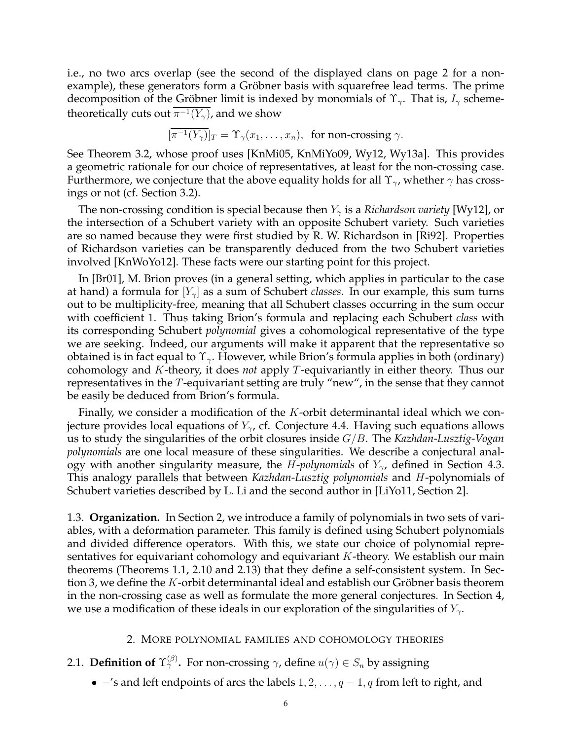i.e., no two arcs overlap (see the second of the displayed clans on page 2 for a non-example), these generators form a Gröbner basis with squarefree lead terms. The prime decomposition of the Gröbner limit is indexed by monomials of $\Upsilon_\gamma$. That is, $I_\gamma$ scheme-theoretically cuts out $\overline{\pi^{-1}(Y_\gamma)}$, and we show

$$[\overline{\pi^{-1}(Y_\gamma)}]_T = \Upsilon_\gamma(x_1, \ldots, x_n), \text{ for non-crossing } \gamma.$$

See Theorem 3.2, whose proof uses [KnMi05, KnMiYo09, Wy12, Wy13a]. This provides a geometric rationale for our choice of representatives, at least for the non-crossing case. Furthermore, we conjecture that the above equality holds for all $\Upsilon_\gamma$, whether $\gamma$ has crossings or not (cf. Section 3.2).

The non-crossing condition is special because then $Y_\gamma$ is a *Richardson variety* [Wy12], or the intersection of a Schubert variety with an opposite Schubert variety. Such varieties are so named because they were first studied by R. W. Richardson in [Ri92]. Properties of Richardson varieties can be transparently deduced from the two Schubert varieties involved [KnWoYo12]. These facts were our starting point for this project.

In [Br01], M. Brion proves (in a general setting, which applies in particular to the case at hand) a formula for $[Y_\gamma]$ as a sum of Schubert *classes*. In our example, this sum turns out to be multiplicity-free, meaning that all Schubert classes occurring in the sum occur with coefficient 1. Thus taking Brion's formula and replacing each Schubert *class* with its corresponding Schubert *polynomial* gives a cohomological representative of the type we are seeking. Indeed, our arguments will make it apparent that the representative so obtained is in fact equal to $\Upsilon_\gamma$. However, while Brion's formula applies in both (ordinary) cohomology and $K$-theory, it does *not* apply $T$-equivariantly in either theory. Thus our representatives in the $T$-equivariant setting are truly "new", in the sense that they cannot be easily be deduced from Brion's formula.

Finally, we consider a modification of the $K$-orbit determinantal ideal which we conjecture provides local equations of $Y_\gamma$, cf. Conjecture 4.4. Having such equations allows us to study the singularities of the orbit closures inside $G/B$. The *Kazhdan-Lusztig-Vogan polynomials* are one local measure of these singularities. We describe a conjectural analogy with another singularity measure, the $H$*-polynomials* of $Y_\gamma$, defined in Section 4.3. This analogy parallels that between *Kazhdan-Lusztig polynomials* and $H$-polynomials of Schubert varieties described by L. Li and the second author in [LiYo11, Section 2].

1.3. **Organization.** In Section 2, we introduce a family of polynomials in two sets of variables, with a deformation parameter. This family is defined using Schubert polynomials and divided difference operators. With this, we state our choice of polynomial representatives for equivariant cohomology and equivariant $K$-theory. We establish our main theorems (Theorems 1.1, 2.10 and 2.13) that they define a self-consistent system. In Section 3, we define the $K$-orbit determinantal ideal and establish our Gröbner basis theorem in the non-crossing case as well as formulate the more general conjectures. In Section 4, we use a modification of these ideals in our exploration of the singularities of $Y_\gamma$.

## 2. More polynomial families and cohomology theories

2.1. **Definition of $\Upsilon_\gamma^{(\beta)}$.** For non-crossing $\gamma$, define $u(\gamma) \in S_n$ by assigning

- $-$'s and left endpoints of arcs the labels $1, 2, \ldots, q-1, q$ from left to right, and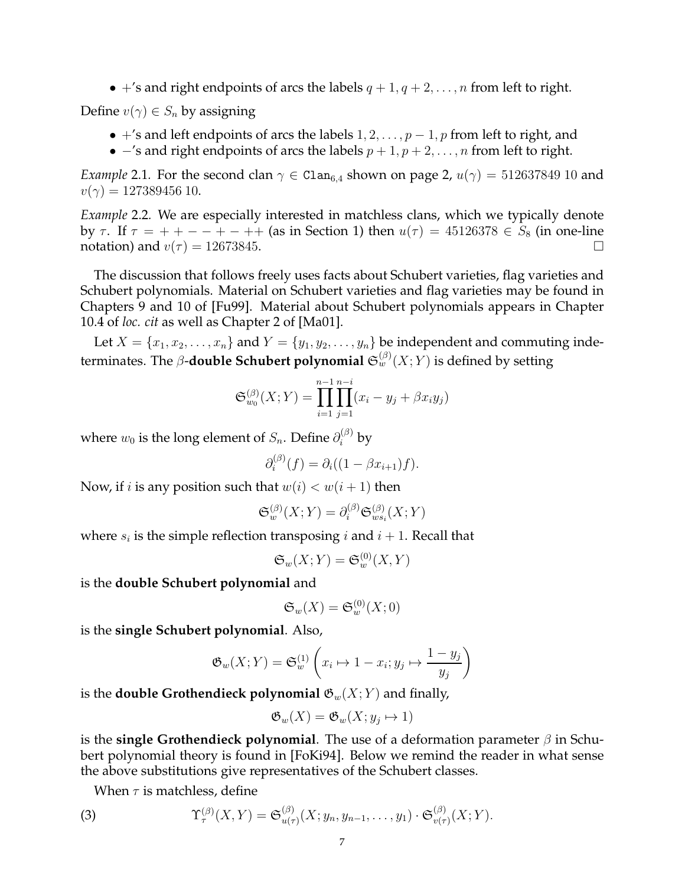- $+$'s and right endpoints of arcs the labels $q+1, q+2, \ldots, n$ from left to right.

Define $v(\gamma) \in S_n$ by assigning

- $+$'s and left endpoints of arcs the labels $1, 2, \ldots, p-1, p$ from left to right, and
- $-$'s and right endpoints of arcs the labels $p+1, p+2, \ldots, n$ from left to right.

*Example* 2.1. For the second clan $\gamma \in \texttt{Clan}_{6,4}$ shown on page 2, $u(\gamma) = 512637849\ 10$ and $v(\gamma) = 127389456\ 10$.

*Example* 2.2. We are especially interested in matchless clans, which we typically denote by $\tau$. If $\tau = + + - - + - + +$ (as in Section 1) then $u(\tau) = 45126378 \in S_8$ (in one-line notation) and $v(\tau) = 12673845$. □

The discussion that follows freely uses facts about Schubert varieties, flag varieties and Schubert polynomials. Material on Schubert varieties and flag varieties may be found in Chapters 9 and 10 of [Fu99]. Material about Schubert polynomials appears in Chapter 10.4 of *loc. cit* as well as Chapter 2 of [Ma01].

Let $X = \{x_1, x_2, \ldots, x_n\}$ and $Y = \{y_1, y_2, \ldots, y_n\}$ be independent and commuting indeterminates. The **$\beta$-double Schubert polynomial** $\mathfrak{S}_w^{(\beta)}(X;Y)$ is defined by setting

$$\mathfrak{S}_{w_0}^{(\beta)}(X;Y) = \prod_{i=1}^{n-1}\prod_{j=1}^{n-i}(x_i - y_j + \beta x_i y_j)$$

where $w_0$ is the long element of $S_n$. Define $\partial_i^{(\beta)}$ by

$$\partial_i^{(\beta)}(f) = \partial_i((1-\beta x_{i+1})f).$$

Now, if $i$ is any position such that $w(i) < w(i+1)$ then

$$\mathfrak{S}_w^{(\beta)}(X;Y) = \partial_i^{(\beta)}\mathfrak{S}_{ws_i}^{(\beta)}(X;Y)$$

where $s_i$ is the simple reflection transposing $i$ and $i+1$. Recall that

$$\mathfrak{S}_w(X;Y) = \mathfrak{S}_w^{(0)}(X,Y)$$

is the **double Schubert polynomial** and

$$\mathfrak{S}_w(X) = \mathfrak{S}_w^{(0)}(X;0)$$

is the **single Schubert polynomial**. Also,

$$\mathfrak{G}_w(X;Y) = \mathfrak{S}_w^{(1)}\left(x_i \mapsto 1 - x_i; y_j \mapsto \frac{1-y_j}{y_j}\right)$$

is the **double Grothendieck polynomial** $\mathfrak{G}_w(X;Y)$ and finally,

$$\mathfrak{G}_w(X) = \mathfrak{G}_w(X; y_j \mapsto 1)$$

is the **single Grothendieck polynomial**. The use of a deformation parameter $\beta$ in Schubert polynomial theory is found in [FoKi94]. Below we remind the reader in what sense the above substitutions give representatives of the Schubert classes.

When $\tau$ is matchless, define

$$\Upsilon_\tau^{(\beta)}(X,Y) = \mathfrak{S}_{u(\tau)}^{(\beta)}(X; y_n, y_{n-1}, \ldots, y_1) \cdot \mathfrak{S}_{v(\tau)}^{(\beta)}(X;Y). \tag{3}$$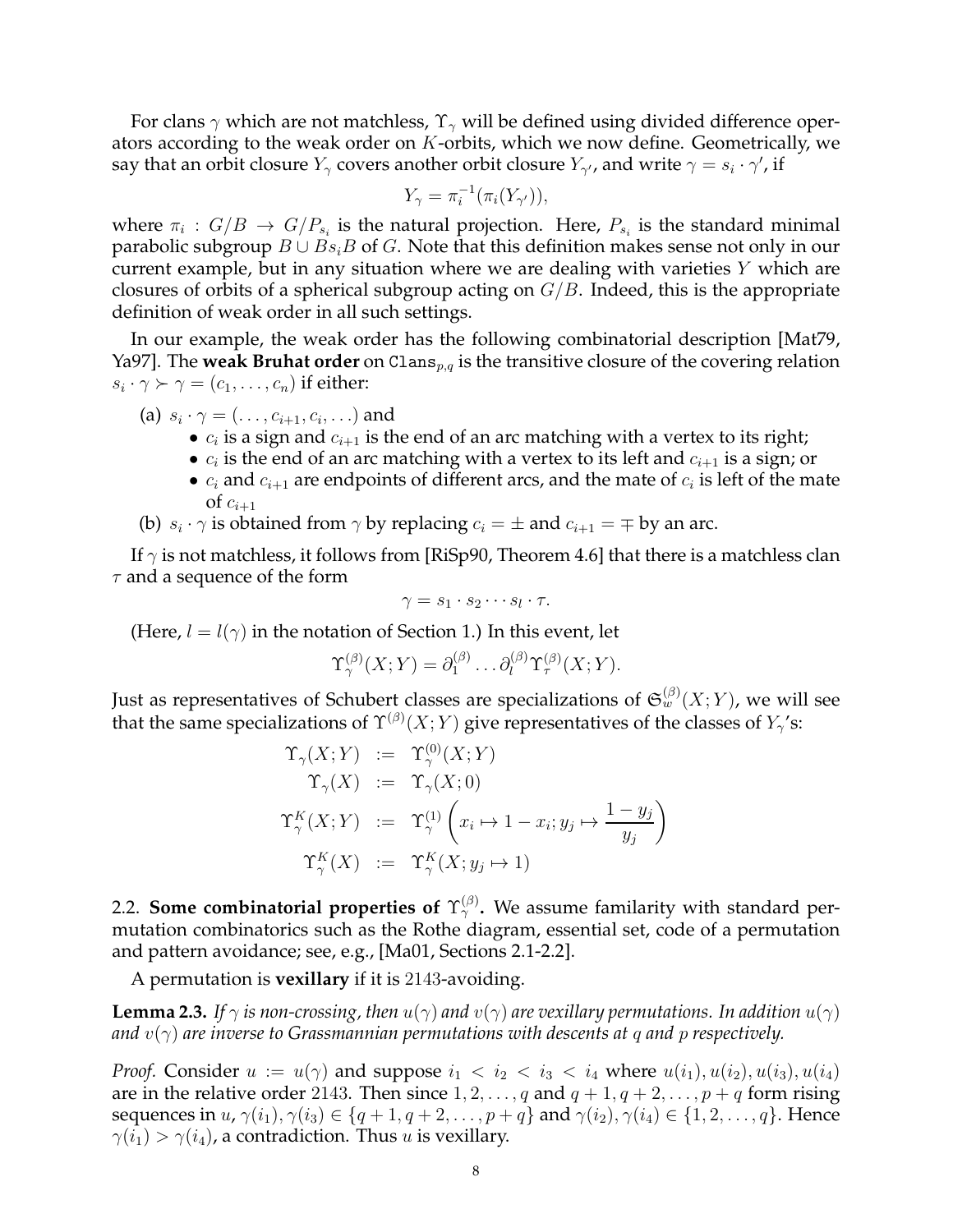For clans $\gamma$ which are not matchless, $\Upsilon_\gamma$ will be defined using divided difference operators according to the weak order on $K$-orbits, which we now define. Geometrically, we say that an orbit closure $Y_\gamma$ covers another orbit closure $Y_{\gamma'}$, and write $\gamma = s_i \cdot \gamma'$, if

$$Y_\gamma = \pi_i^{-1}(\pi_i(Y_{\gamma'})),$$

where $\pi_i : G/B \to G/P_{s_i}$ is the natural projection. Here, $P_{s_i}$ is the standard minimal parabolic subgroup $B \cup Bs_iB$ of $G$. Note that this definition makes sense not only in our current example, but in any situation where we are dealing with varieties $Y$ which are closures of orbits of a spherical subgroup acting on $G/B$. Indeed, this is the appropriate definition of weak order in all such settings.

In our example, the weak order has the following combinatorial description [Mat79, Ya97]. The **weak Bruhat order** on $\texttt{Clans}_{p,q}$ is the transitive closure of the covering relation $s_i \cdot \gamma \succ \gamma = (c_1, \ldots, c_n)$ if either:

(a) $s_i \cdot \gamma = (\ldots, c_{i+1}, c_i, \ldots)$ and
  - $c_i$ is a sign and $c_{i+1}$ is the end of an arc matching with a vertex to its right;
  - $c_i$ is the end of an arc matching with a vertex to its left and $c_{i+1}$ is a sign; or
  - $c_i$ and $c_{i+1}$ are endpoints of different arcs, and the mate of $c_i$ is left of the mate of $c_{i+1}$

(b) $s_i \cdot \gamma$ is obtained from $\gamma$ by replacing $c_i = \pm$ and $c_{i+1} = \mp$ by an arc.

If $\gamma$ is not matchless, it follows from [RiSp90, Theorem 4.6] that there is a matchless clan $\tau$ and a sequence of the form

$$\gamma = s_1 \cdot s_2 \cdots s_l \cdot \tau.$$

(Here, $l = l(\gamma)$ in the notation of Section 1.) In this event, let

$$\Upsilon_\gamma^{(\beta)}(X;Y) = \partial_1^{(\beta)} \ldots \partial_l^{(\beta)} \Upsilon_\tau^{(\beta)}(X;Y).$$

Just as representatives of Schubert classes are specializations of $\mathfrak{S}_w^{(\beta)}(X;Y)$, we will see that the same specializations of $\Upsilon^{(\beta)}(X;Y)$ give representatives of the classes of $Y_\gamma$'s:

$$\begin{aligned}
\Upsilon_\gamma(X;Y) &:= \Upsilon_\gamma^{(0)}(X;Y) \\
\Upsilon_\gamma(X) &:= \Upsilon_\gamma(X;0) \\
\Upsilon_\gamma^K(X;Y) &:= \Upsilon_\gamma^{(1)}\left(x_i \mapsto 1 - x_i; y_j \mapsto \frac{1-y_j}{y_j}\right) \\
\Upsilon_\gamma^K(X) &:= \Upsilon_\gamma^K(X; y_j \mapsto 1)
\end{aligned}$$

## 2.2. Some combinatorial properties of $\Upsilon_\gamma^{(\beta)}$.

We assume familarity with standard permutation combinatorics such as the Rothe diagram, essential set, code of a permutation and pattern avoidance; see, e.g., [Ma01, Sections 2.1-2.2].

A permutation is **vexillary** if it is 2143-avoiding.

**Lemma 2.3.** *If $\gamma$ is non-crossing, then $u(\gamma)$ and $v(\gamma)$ are vexillary permutations. In addition $u(\gamma)$ and $v(\gamma)$ are inverse to Grassmannian permutations with descents at $q$ and $p$ respectively.*

*Proof.* Consider $u := u(\gamma)$ and suppose $i_1 < i_2 < i_3 < i_4$ where $u(i_1), u(i_2), u(i_3), u(i_4)$ are in the relative order 2143. Then since $1, 2, \ldots, q$ and $q+1, q+2, \ldots, p+q$ form rising sequences in $u$, $\gamma(i_1), \gamma(i_3) \in \{q+1, q+2, \ldots, p+q\}$ and $\gamma(i_2), \gamma(i_4) \in \{1, 2, \ldots, q\}$. Hence $\gamma(i_1) > \gamma(i_4)$, a contradiction. Thus $u$ is vexillary.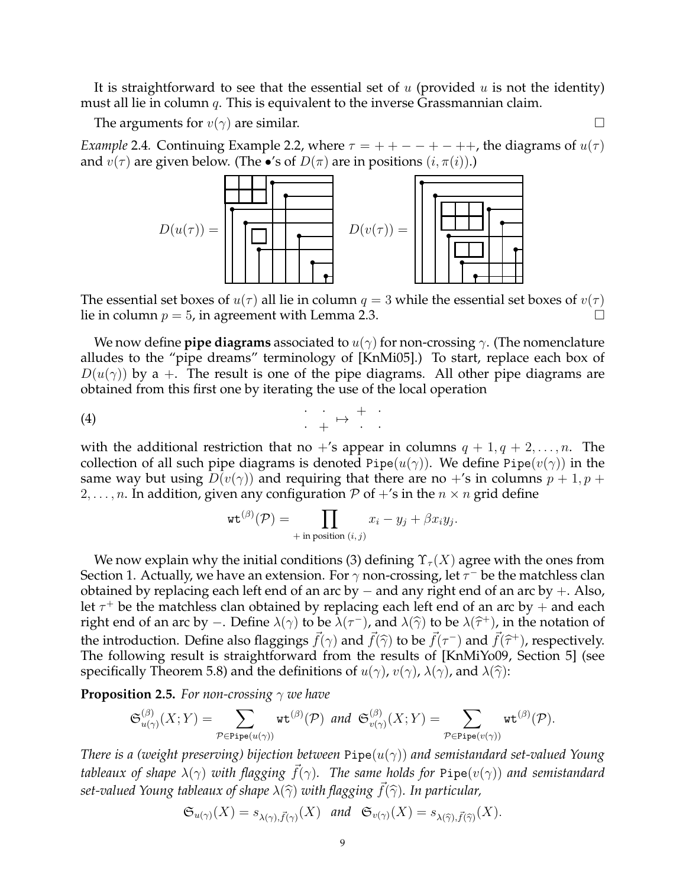It is straightforward to see that the essential set of $u$ (provided $u$ is not the identity) must all lie in column $q$. This is equivalent to the inverse Grassmannian claim.

The arguments for $v(\gamma)$ are similar. □

*Example* 2.4. Continuing Example 2.2, where $\tau = ++--+-++$, the diagrams of $u(\tau)$ and $v(\tau)$ are given below. (The $\bullet$'s of $D(\pi)$ are in positions $(i, \pi(i))$.)

$D(u(\tau)) =$ $\quad$ $D(v(\tau)) =$

The essential set boxes of $u(\tau)$ all lie in column $q = 3$ while the essential set boxes of $v(\tau)$ lie in column $p = 5$, in agreement with Lemma 2.3. □

We now define **pipe diagrams** associated to $u(\gamma)$ for non-crossing $\gamma$. (The nomenclature alludes to the "pipe dreams" terminology of [KnMi05].) To start, replace each box of $D(u(\gamma))$ by a $+$. The result is one of the pipe diagrams. All other pipe diagrams are obtained from this first one by iterating the use of the local operation

$$\begin{matrix} \cdot & \cdot \\ \cdot & + \end{matrix} \mapsto \begin{matrix} + & \cdot \\ \cdot & \cdot \end{matrix} \tag{4}$$

with the additional restriction that no $+$'s appear in columns $q+1, q+2, \ldots, n$. The collection of all such pipe diagrams is denoted $\mathtt{Pipe}(u(\gamma))$. We define $\mathtt{Pipe}(v(\gamma))$ in the same way but using $D(v(\gamma))$ and requiring that there are no $+$'s in columns $p+1, p+2, \ldots, n$. In addition, given any configuration $\mathcal{P}$ of $+$'s in the $n \times n$ grid define

$$\mathtt{wt}^{(\beta)}(\mathcal{P}) = \prod_{+ \text{ in position } (i,j)} x_i - y_j + \beta x_i y_j.$$

We now explain why the initial conditions (3) defining $\Upsilon_\tau(X)$ agree with the ones from Section 1. Actually, we have an extension. For $\gamma$ non-crossing, let $\tau^-$ be the matchless clan obtained by replacing each left end of an arc by $-$ and any right end of an arc by $+$. Also, let $\tau^+$ be the matchless clan obtained by replacing each left end of an arc by $+$ and each right end of an arc by $-$. Define $\lambda(\gamma)$ to be $\lambda(\tau^-)$, and $\lambda(\widehat{\gamma})$ to be $\lambda(\widehat{\tau}^+)$, in the notation of the introduction. Define also flaggings $\vec{f}(\gamma)$ and $\vec{f}(\widehat{\gamma})$ to be $\vec{f}(\tau^-)$ and $\vec{f}(\widehat{\tau}^+)$, respectively. The following result is straightforward from the results of [KnMiYo09, Section 5] (see specifically Theorem 5.8) and the definitions of $u(\gamma)$, $v(\gamma)$, $\lambda(\gamma)$, and $\lambda(\widehat{\gamma})$:

**Proposition 2.5.** *For non-crossing $\gamma$ we have*

$$\mathfrak{S}^{(\beta)}_{u(\gamma)}(X;Y) = \sum_{\mathcal{P} \in \mathtt{Pipe}(u(\gamma))} \mathtt{wt}^{(\beta)}(\mathcal{P}) \text{ and } \mathfrak{S}^{(\beta)}_{v(\gamma)}(X;Y) = \sum_{\mathcal{P} \in \mathtt{Pipe}(v(\gamma))} \mathtt{wt}^{(\beta)}(\mathcal{P}).$$

*There is a (weight preserving) bijection between $\mathtt{Pipe}(u(\gamma))$ and semistandard set-valued Young tableaux of shape $\lambda(\gamma)$ with flagging $\vec{f}(\gamma)$. The same holds for $\mathtt{Pipe}(v(\gamma))$ and semistandard set-valued Young tableaux of shape $\lambda(\widehat{\gamma})$ with flagging $\vec{f}(\widehat{\gamma})$. In particular,*

$$\mathfrak{S}_{u(\gamma)}(X) = s_{\lambda(\gamma), \vec{f}(\gamma)}(X) \text{ and } \mathfrak{S}_{v(\gamma)}(X) = s_{\lambda(\widehat{\gamma}), \vec{f}(\widehat{\gamma})}(X).$$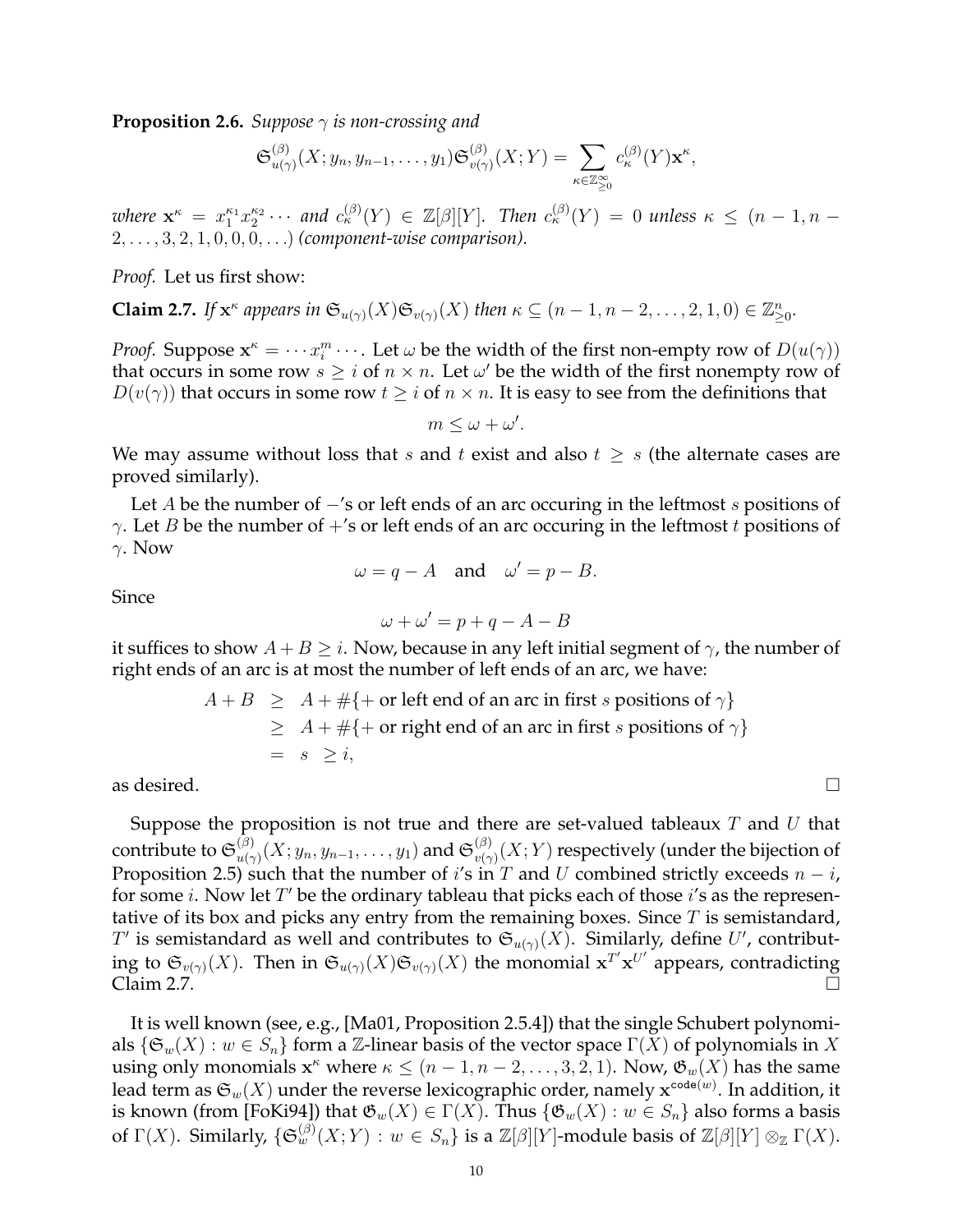**Proposition 2.6.** *Suppose $\gamma$ is non-crossing and*

$$\mathfrak{S}^{(\beta)}_{u(\gamma)}(X; y_n, y_{n-1}, \ldots, y_1)\mathfrak{S}^{(\beta)}_{v(\gamma)}(X;Y) = \sum_{\kappa \in \mathbb{Z}^{\infty}_{\geq 0}} c^{(\beta)}_{\kappa}(Y)\mathbf{x}^{\kappa},$$

*where $\mathbf{x}^{\kappa} = x_1^{\kappa_1}x_2^{\kappa_2}\cdots$ and $c^{(\beta)}_{\kappa}(Y) \in \mathbb{Z}[\beta][Y]$. Then $c^{(\beta)}_{\kappa}(Y) = 0$ unless $\kappa \leq (n-1, n-2, \ldots, 3, 2, 1, 0, 0, 0, \ldots)$ (component-wise comparison).*

*Proof.* Let us first show:

**Claim 2.7.** *If $\mathbf{x}^{\kappa}$ appears in $\mathfrak{S}_{u(\gamma)}(X)\mathfrak{S}_{v(\gamma)}(X)$ then $\kappa \subseteq (n-1, n-2, \ldots, 2, 1, 0) \in \mathbb{Z}^n_{\geq 0}$.*

*Proof.* Suppose $\mathbf{x}^{\kappa} = \cdots x_i^m \cdots$. Let $\omega$ be the width of the first non-empty row of $D(u(\gamma))$ that occurs in some row $s \geq i$ of $n \times n$. Let $\omega'$ be the width of the first nonempty row of $D(v(\gamma))$ that occurs in some row $t \geq i$ of $n \times n$. It is easy to see from the definitions that

$$m \leq \omega + \omega'.$$

We may assume without loss that $s$ and $t$ exist and also $t \geq s$ (the alternate cases are proved similarly).

Let $A$ be the number of $-$'s or left ends of an arc occuring in the leftmost $s$ positions of $\gamma$. Let $B$ be the number of $+$'s or left ends of an arc occuring in the leftmost $t$ positions of $\gamma$. Now

$$\omega = q - A \quad \text{and} \quad \omega' = p - B.$$

Since

$$\omega + \omega' = p + q - A - B$$

it suffices to show $A + B \geq i$. Now, because in any left initial segment of $\gamma$, the number of right ends of an arc is at most the number of left ends of an arc, we have:

$$\begin{aligned} A + B &\geq A + \#\{+ \text{ or left end of an arc in first } s \text{ positions of } \gamma\} \\ &\geq A + \#\{+ \text{ or right end of an arc in first } s \text{ positions of } \gamma\} \\ &= s \ \geq i, \end{aligned}$$

as desired. □

Suppose the proposition is not true and there are set-valued tableaux $T$ and $U$ that contribute to $\mathfrak{S}^{(\beta)}_{u(\gamma)}(X; y_n, y_{n-1}, \ldots, y_1)$ and $\mathfrak{S}^{(\beta)}_{v(\gamma)}(X;Y)$ respectively (under the bijection of Proposition 2.5) such that the number of $i$'s in $T$ and $U$ combined strictly exceeds $n - i$, for some $i$. Now let $T'$ be the ordinary tableau that picks each of those $i$'s as the representative of its box and picks any entry from the remaining boxes. Since $T$ is semistandard, $T'$ is semistandard as well and contributes to $\mathfrak{S}_{u(\gamma)}(X)$. Similarly, define $U'$, contributing to $\mathfrak{S}_{v(\gamma)}(X)$. Then in $\mathfrak{S}_{u(\gamma)}(X)\mathfrak{S}_{v(\gamma)}(X)$ the monomial $\mathbf{x}^{T'}\mathbf{x}^{U'}$ appears, contradicting Claim 2.7. □

It is well known (see, e.g., [Ma01, Proposition 2.5.4]) that the single Schubert polynomials $\{\mathfrak{S}_w(X) : w \in S_n\}$ form a $\mathbb{Z}$-linear basis of the vector space $\Gamma(X)$ of polynomials in $X$ using only monomials $\mathbf{x}^{\kappa}$ where $\kappa \leq (n-1, n-2, \ldots, 3, 2, 1)$. Now, $\mathfrak{G}_w(X)$ has the same lead term as $\mathfrak{S}_w(X)$ under the reverse lexicographic order, namely $\mathbf{x}^{\mathsf{code}(w)}$. In addition, it is known (from [FoKi94]) that $\mathfrak{G}_w(X) \in \Gamma(X)$. Thus $\{\mathfrak{G}_w(X) : w \in S_n\}$ also forms a basis of $\Gamma(X)$. Similarly, $\{\mathfrak{S}^{(\beta)}_w(X;Y) : w \in S_n\}$ is a $\mathbb{Z}[\beta][Y]$-module basis of $\mathbb{Z}[\beta][Y] \otimes_{\mathbb{Z}} \Gamma(X)$.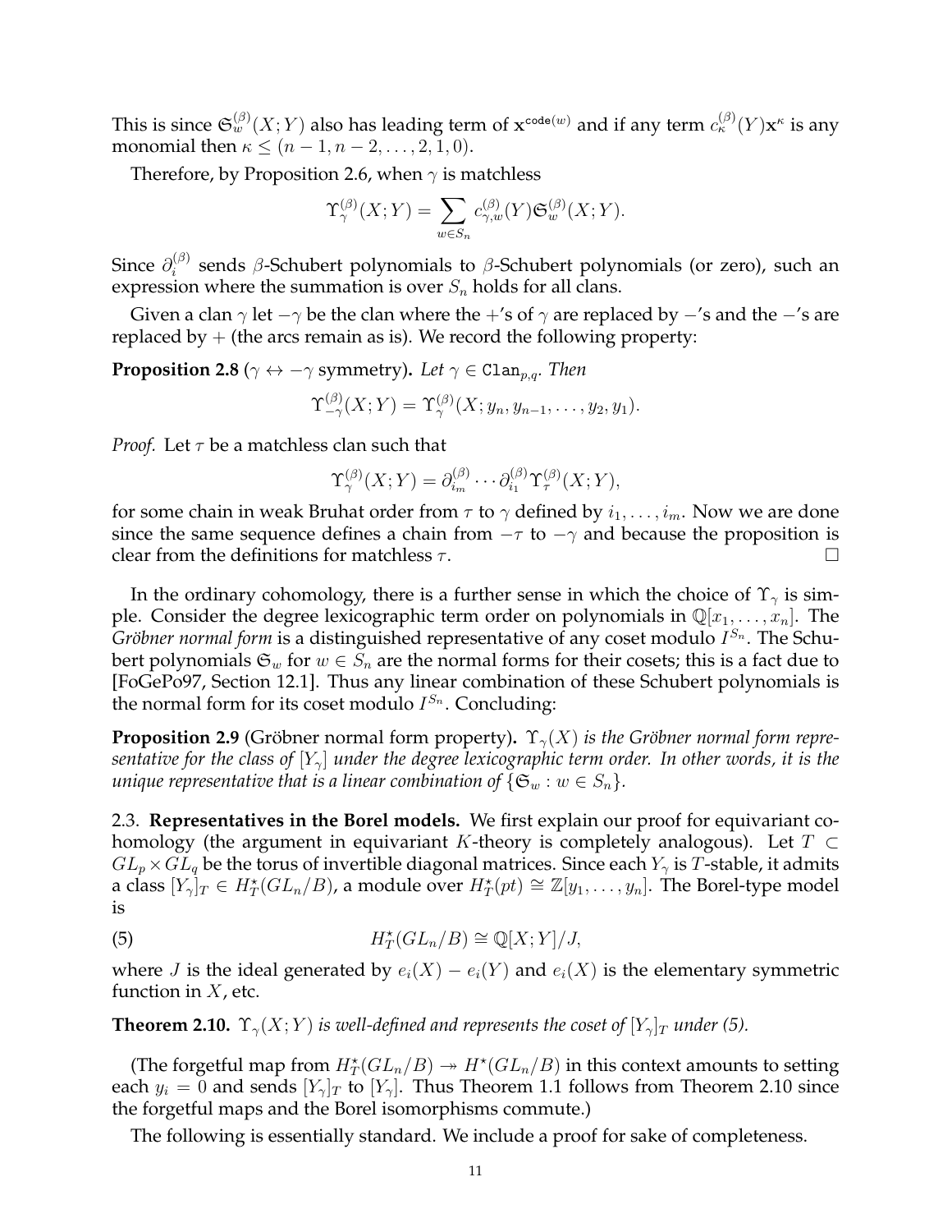This is since $\mathfrak{S}_w^{(\beta)}(X;Y)$ also has leading term of $\mathbf{x}^{\mathtt{code}(w)}$ and if any term $c_\kappa^{(\beta)}(Y)\mathbf{x}^\kappa$ is any monomial then $\kappa \leq (n-1, n-2, \ldots, 2, 1, 0)$.

Therefore, by Proposition 2.6, when $\gamma$ is matchless

$$\Upsilon_\gamma^{(\beta)}(X;Y) = \sum_{w \in S_n} c_{\gamma,w}^{(\beta)}(Y)\mathfrak{S}_w^{(\beta)}(X;Y).$$

Since $\partial_i^{(\beta)}$ sends $\beta$-Schubert polynomials to $\beta$-Schubert polynomials (or zero), such an expression where the summation is over $S_n$ holds for all clans.

Given a clan $\gamma$ let $-\gamma$ be the clan where the $+$'s of $\gamma$ are replaced by $-$'s and the $-$'s are replaced by $+$ (the arcs remain as is). We record the following property:

**Proposition 2.8** ($\gamma \leftrightarrow -\gamma$ symmetry)**.** *Let $\gamma \in \mathtt{Clan}_{p,q}$. Then*

$$\Upsilon_{-\gamma}^{(\beta)}(X;Y) = \Upsilon_\gamma^{(\beta)}(X; y_n, y_{n-1}, \ldots, y_2, y_1).$$

*Proof.* Let $\tau$ be a matchless clan such that

$$\Upsilon_\gamma^{(\beta)}(X;Y) = \partial_{i_m}^{(\beta)} \cdots \partial_{i_1}^{(\beta)} \Upsilon_\tau^{(\beta)}(X;Y),$$

for some chain in weak Bruhat order from $\tau$ to $\gamma$ defined by $i_1, \ldots, i_m$. Now we are done since the same sequence defines a chain from $-\tau$ to $-\gamma$ and because the proposition is clear from the definitions for matchless $\tau$. □

In the ordinary cohomology, there is a further sense in which the choice of $\Upsilon_\gamma$ is simple. Consider the degree lexicographic term order on polynomials in $\mathbb{Q}[x_1, \ldots, x_n]$. The *Gröbner normal form* is a distinguished representative of any coset modulo $I^{S_n}$. The Schubert polynomials $\mathfrak{S}_w$ for $w \in S_n$ are the normal forms for their cosets; this is a fact due to [FoGePo97, Section 12.1]. Thus any linear combination of these Schubert polynomials is the normal form for its coset modulo $I^{S_n}$. Concluding:

**Proposition 2.9** (Gröbner normal form property)**.** *$\Upsilon_\gamma(X)$ is the Gröbner normal form representative for the class of $[Y_\gamma]$ under the degree lexicographic term order. In other words, it is the unique representative that is a linear combination of $\{\mathfrak{S}_w : w \in S_n\}$.*

2.3. **Representatives in the Borel models.** We first explain our proof for equivariant cohomology (the argument in equivariant $K$-theory is completely analogous). Let $T \subset GL_p \times GL_q$ be the torus of invertible diagonal matrices. Since each $Y_\gamma$ is $T$-stable, it admits a class $[Y_\gamma]_T \in H_T^\star(GL_n/B)$, a module over $H_T^\star(pt) \cong \mathbb{Z}[y_1, \ldots, y_n]$. The Borel-type model is

$$H_T^\star(GL_n/B) \cong \mathbb{Q}[X;Y]/J, \tag{5}$$

where $J$ is the ideal generated by $e_i(X) - e_i(Y)$ and $e_i(X)$ is the elementary symmetric function in $X$, etc.

**Theorem 2.10.** *$\Upsilon_\gamma(X;Y)$ is well-defined and represents the coset of $[Y_\gamma]_T$ under (5).*

(The forgetful map from $H_T^\star(GL_n/B) \twoheadrightarrow H^\star(GL_n/B)$ in this context amounts to setting each $y_i = 0$ and sends $[Y_\gamma]_T$ to $[Y_\gamma]$. Thus Theorem 1.1 follows from Theorem 2.10 since the forgetful maps and the Borel isomorphisms commute.)

The following is essentially standard. We include a proof for sake of completeness.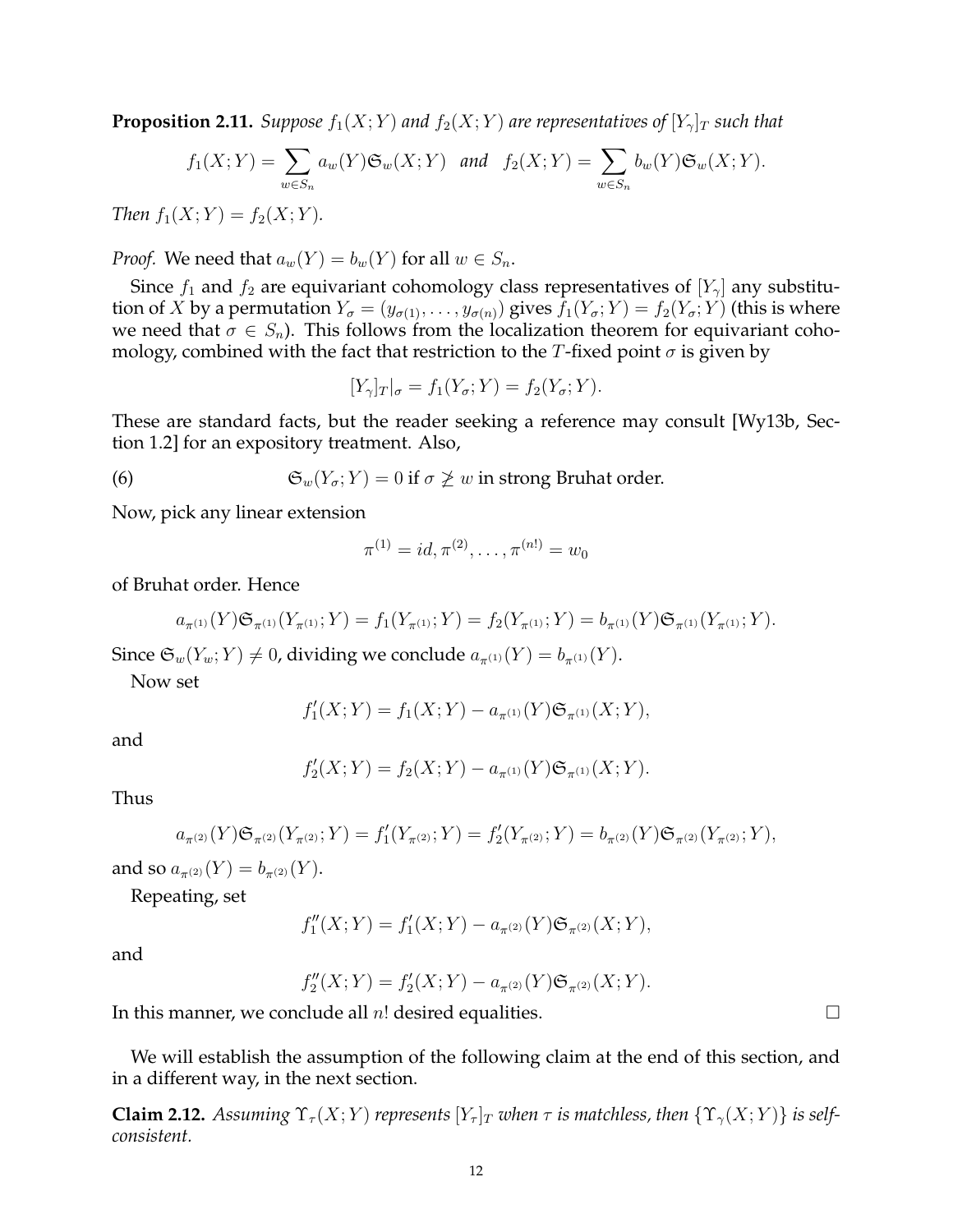**Proposition 2.11.** *Suppose $f_1(X;Y)$ and $f_2(X;Y)$ are representatives of $[Y_\gamma]_T$ such that*

$$f_1(X;Y) = \sum_{w\in S_n} a_w(Y)\mathfrak{S}_w(X;Y) \quad \textit{and} \quad f_2(X;Y) = \sum_{w\in S_n} b_w(Y)\mathfrak{S}_w(X;Y).$$

*Then $f_1(X;Y) = f_2(X;Y)$.*

*Proof.* We need that $a_w(Y) = b_w(Y)$ for all $w \in S_n$.

Since $f_1$ and $f_2$ are equivariant cohomology class representatives of $[Y_\gamma]$ any substitution of $X$ by a permutation $Y_\sigma = (y_{\sigma(1)}, \ldots, y_{\sigma(n)})$ gives $f_1(Y_\sigma; Y) = f_2(Y_\sigma; Y)$ (this is where we need that $\sigma \in S_n$). This follows from the localization theorem for equivariant cohomology, combined with the fact that restriction to the $T$-fixed point $\sigma$ is given by

$$[Y_\gamma]_T|_\sigma = f_1(Y_\sigma; Y) = f_2(Y_\sigma; Y).$$

These are standard facts, but the reader seeking a reference may consult [Wy13b, Section 1.2] for an expository treatment. Also,

$$\mathfrak{S}_w(Y_\sigma; Y) = 0 \text{ if } \sigma \not\geq w \text{ in strong Bruhat order.} \tag{6}$$

Now, pick any linear extension

$$\pi^{(1)} = id, \pi^{(2)}, \ldots, \pi^{(n!)} = w_0$$

of Bruhat order. Hence

$$a_{\pi^{(1)}}(Y)\mathfrak{S}_{\pi^{(1)}}(Y_{\pi^{(1)}}; Y) = f_1(Y_{\pi^{(1)}}; Y) = f_2(Y_{\pi^{(1)}}; Y) = b_{\pi^{(1)}}(Y)\mathfrak{S}_{\pi^{(1)}}(Y_{\pi^{(1)}}; Y).$$

Since $\mathfrak{S}_w(Y_w; Y) \neq 0$, dividing we conclude $a_{\pi^{(1)}}(Y) = b_{\pi^{(1)}}(Y)$.

Now set

$$f_1'(X;Y) = f_1(X;Y) - a_{\pi^{(1)}}(Y)\mathfrak{S}_{\pi^{(1)}}(X;Y),$$

and

$$f_2'(X;Y) = f_2(X;Y) - a_{\pi^{(1)}}(Y)\mathfrak{S}_{\pi^{(1)}}(X;Y).$$

Thus

$$a_{\pi^{(2)}}(Y)\mathfrak{S}_{\pi^{(2)}}(Y_{\pi^{(2)}}; Y) = f_1'(Y_{\pi^{(2)}}; Y) = f_2'(Y_{\pi^{(2)}}; Y) = b_{\pi^{(2)}}(Y)\mathfrak{S}_{\pi^{(2)}}(Y_{\pi^{(2)}}; Y),$$

and so $a_{\pi^{(2)}}(Y) = b_{\pi^{(2)}}(Y)$.

Repeating, set

$$f_1''(X;Y) = f_1'(X;Y) - a_{\pi^{(2)}}(Y)\mathfrak{S}_{\pi^{(2)}}(X;Y),$$

and

$$f_2''(X;Y) = f_2'(X;Y) - a_{\pi^{(2)}}(Y)\mathfrak{S}_{\pi^{(2)}}(X;Y).$$

In this manner, we conclude all $n!$ desired equalities. □

We will establish the assumption of the following claim at the end of this section, and in a different way, in the next section.

**Claim 2.12.** *Assuming $\Upsilon_\tau(X;Y)$ represents $[Y_\tau]_T$ when $\tau$ is matchless, then $\{\Upsilon_\gamma(X;Y)\}$ is self-consistent.*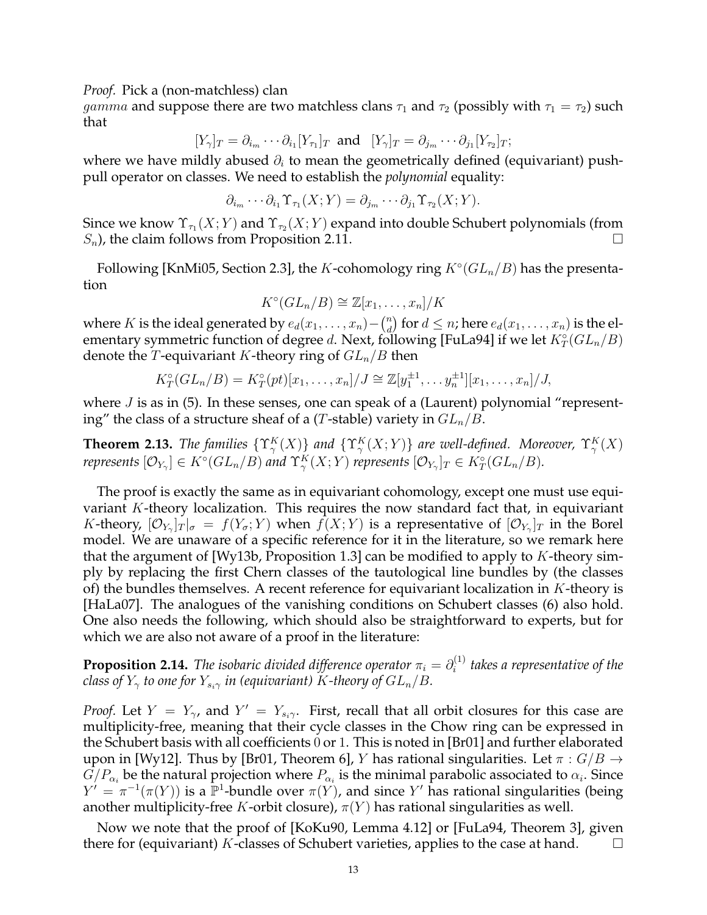*Proof.* Pick a (non-matchless) clan
*gamma* and suppose there are two matchless clans $\tau_1$ and $\tau_2$ (possibly with $\tau_1 = \tau_2$) such that

$$[Y_\gamma]_T = \partial_{i_m} \cdots \partial_{i_1} [Y_{\tau_1}]_T \text{ and } [Y_\gamma]_T = \partial_{j_m} \cdots \partial_{j_1} [Y_{\tau_2}]_T;$$

where we have mildly abused $\partial_i$ to mean the geometrically defined (equivariant) push-pull operator on classes. We need to establish the *polynomial* equality:

$$\partial_{i_m} \cdots \partial_{i_1} \Upsilon_{\tau_1}(X;Y) = \partial_{j_m} \cdots \partial_{j_1} \Upsilon_{\tau_2}(X;Y).$$

Since we know $\Upsilon_{\tau_1}(X;Y)$ and $\Upsilon_{\tau_2}(X;Y)$ expand into double Schubert polynomials (from $S_n$), the claim follows from Proposition 2.11. □

Following [KnMi05, Section 2.3], the $K$-cohomology ring $K^\circ(GL_n/B)$ has the presentation

$$K^\circ(GL_n/B) \cong \mathbb{Z}[x_1, \ldots, x_n]/K$$

where $K$ is the ideal generated by $e_d(x_1, \ldots, x_n) - \binom{n}{d}$ for $d \leq n$; here $e_d(x_1, \ldots, x_n)$ is the elementary symmetric function of degree $d$. Next, following [FuLa94] if we let $K_T^\circ(GL_n/B)$ denote the $T$-equivariant $K$-theory ring of $GL_n/B$ then

$$K_T^\circ(GL_n/B) = K_T^\circ(pt)[x_1, \ldots, x_n]/J \cong \mathbb{Z}[y_1^{\pm 1}, \ldots y_n^{\pm 1}][x_1, \ldots, x_n]/J,$$

where $J$ is as in (5). In these senses, one can speak of a (Laurent) polynomial "representing" the class of a structure sheaf of a ($T$-stable) variety in $GL_n/B$.

**Theorem 2.13.** *The families $\{\Upsilon_\gamma^K(X)\}$ and $\{\Upsilon_\gamma^K(X;Y)\}$ are well-defined. Moreover, $\Upsilon_\gamma^K(X)$ represents $[\mathcal{O}_{Y_\gamma}] \in K^\circ(GL_n/B)$ and $\Upsilon_\gamma^K(X;Y)$ represents $[\mathcal{O}_{Y_\gamma}]_T \in K_T^\circ(GL_n/B)$.*

The proof is exactly the same as in equivariant cohomology, except one must use equivariant $K$-theory localization. This requires the now standard fact that, in equivariant $K$-theory, $[\mathcal{O}_{Y_\gamma}]_T|_\sigma = f(Y_\sigma;Y)$ when $f(X;Y)$ is a representative of $[\mathcal{O}_{Y_\gamma}]_T$ in the Borel model. We are unaware of a specific reference for it in the literature, so we remark here that the argument of [Wy13b, Proposition 1.3] can be modified to apply to $K$-theory simply by replacing the first Chern classes of the tautological line bundles by (the classes of) the bundles themselves. A recent reference for equivariant localization in $K$-theory is [HaLa07]. The analogues of the vanishing conditions on Schubert classes (6) also hold. One also needs the following, which should also be straightforward to experts, but for which we are also not aware of a proof in the literature:

**Proposition 2.14.** *The isobaric divided difference operator $\pi_i = \partial_i^{(1)}$ takes a representative of the class of $Y_\gamma$ to one for $Y_{s_i\gamma}$ in (equivariant) $K$-theory of $GL_n/B$.*

*Proof.* Let $Y = Y_\gamma$, and $Y' = Y_{s_i\gamma}$. First, recall that all orbit closures for this case are multiplicity-free, meaning that their cycle classes in the Chow ring can be expressed in the Schubert basis with all coefficients 0 or 1. This is noted in [Br01] and further elaborated upon in [Wy12]. Thus by [Br01, Theorem 6], $Y$ has rational singularities. Let $\pi : G/B \to G/P_{\alpha_i}$ be the natural projection where $P_{\alpha_i}$ is the minimal parabolic associated to $\alpha_i$. Since $Y' = \pi^{-1}(\pi(Y))$ is a $\mathbb{P}^1$-bundle over $\pi(Y)$, and since $Y'$ has rational singularities (being another multiplicity-free $K$-orbit closure), $\pi(Y)$ has rational singularities as well.

Now we note that the proof of [KoKu90, Lemma 4.12] or [FuLa94, Theorem 3], given there for (equivariant) $K$-classes of Schubert varieties, applies to the case at hand. □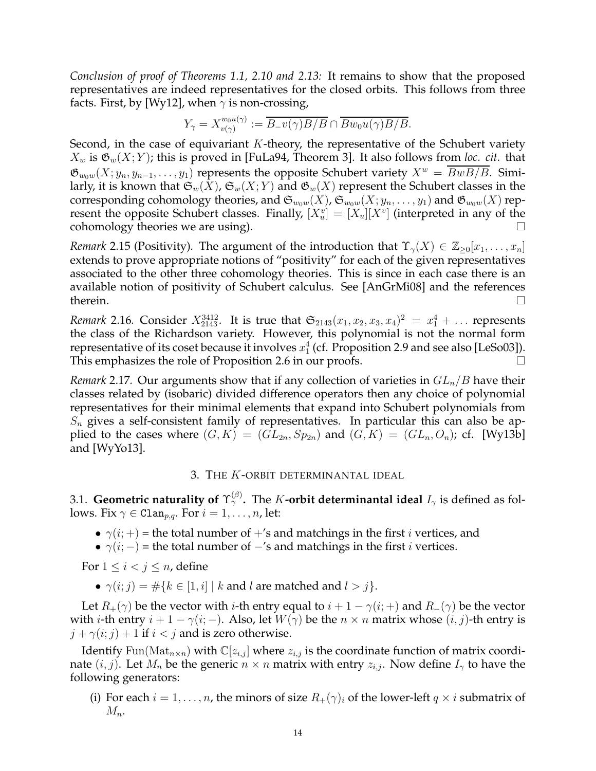*Conclusion of proof of Theorems 1.1, 2.10 and 2.13:* It remains to show that the proposed representatives are indeed representatives for the closed orbits. This follows from three facts. First, by [Wy12], when $\gamma$ is non-crossing,

$$Y_\gamma = X_{v(\gamma)}^{w_0 u(\gamma)} := \overline{B_- v(\gamma) B/B} \cap \overline{B w_0 u(\gamma) B/B}.$$

Second, in the case of equivariant $K$-theory, the representative of the Schubert variety $X_w$ is $\mathfrak{G}_w(X;Y)$; this is proved in [FuLa94, Theorem 3]. It also follows from *loc. cit.* that $\mathfrak{G}_{w_0 w}(X; y_n, y_{n-1}, \ldots, y_1)$ represents the opposite Schubert variety $X^w = \overline{BwB/B}$. Similarly, it is known that $\mathfrak{S}_w(X)$, $\mathfrak{S}_w(X;Y)$ and $\mathfrak{G}_w(X)$ represent the Schubert classes in the corresponding cohomology theories, and $\mathfrak{S}_{w_0 w}(X)$, $\mathfrak{S}_{w_0 w}(X; y_n, \ldots, y_1)$ and $\mathfrak{G}_{w_0 w}(X)$ represent the opposite Schubert classes. Finally, $[X_u^v] = [X_u][X^v]$ (interpreted in any of the cohomology theories we are using). □

*Remark* 2.15 (Positivity). The argument of the introduction that $\Upsilon_\gamma(X) \in \mathbb{Z}_{\geq 0}[x_1, \ldots, x_n]$ extends to prove appropriate notions of "positivity" for each of the given representatives associated to the other three cohomology theories. This is since in each case there is an available notion of positivity of Schubert calculus. See [AnGrMi08] and the references therein. □

*Remark* 2.16. Consider $X_{2143}^{3412}$. It is true that $\mathfrak{S}_{2143}(x_1, x_2, x_3, x_4)^2 = x_1^4 + \ldots$ represents the class of the Richardson variety. However, this polynomial is not the normal form representative of its coset because it involves $x_1^4$ (cf. Proposition 2.9 and see also [LeSo03]). This emphasizes the role of Proposition 2.6 in our proofs. □

*Remark* 2.17. Our arguments show that if any collection of varieties in $GL_n/B$ have their classes related by (isobaric) divided difference operators then any choice of polynomial representatives for their minimal elements that expand into Schubert polynomials from $S_n$ gives a self-consistent family of representatives. In particular this can also be applied to the cases where $(G, K) = (GL_{2n}, Sp_{2n})$ and $(G, K) = (GL_n, O_n)$; cf. [Wy13b] and [WyYo13].

## 3. The $K$-orbit determinantal ideal

3.1. **Geometric naturality of $\Upsilon_\gamma^{(\beta)}$.** The **$K$-orbit determinantal ideal** $I_\gamma$ is defined as follows. Fix $\gamma \in \mathtt{Clan}_{p,q}$. For $i = 1, \ldots, n$, let:

- $\gamma(i;+)$ = the total number of $+$'s and matchings in the first $i$ vertices, and
- $\gamma(i;-)$ = the total number of $-$'s and matchings in the first $i$ vertices.

For $1 \leq i < j \leq n$, define

- $\gamma(i;j) = \#\{k \in [1,i] \mid k \text{ and } l \text{ are matched and } l > j\}$.

Let $R_+(\gamma)$ be the vector with $i$-th entry equal to $i + 1 - \gamma(i;+)$ and $R_-(\gamma)$ be the vector with $i$-th entry $i + 1 - \gamma(i;-)$. Also, let $W(\gamma)$ be the $n \times n$ matrix whose $(i,j)$-th entry is $j + \gamma(i;j) + 1$ if $i < j$ and is zero otherwise.

Identify $\mathrm{Fun}(\mathrm{Mat}_{n \times n})$ with $\mathbb{C}[z_{i,j}]$ where $z_{i,j}$ is the coordinate function of matrix coordinate $(i,j)$. Let $M_n$ be the generic $n \times n$ matrix with entry $z_{i,j}$. Now define $I_\gamma$ to have the following generators:

(i) For each $i = 1, \ldots, n$, the minors of size $R_+(\gamma)_i$ of the lower-left $q \times i$ submatrix of $M_n$.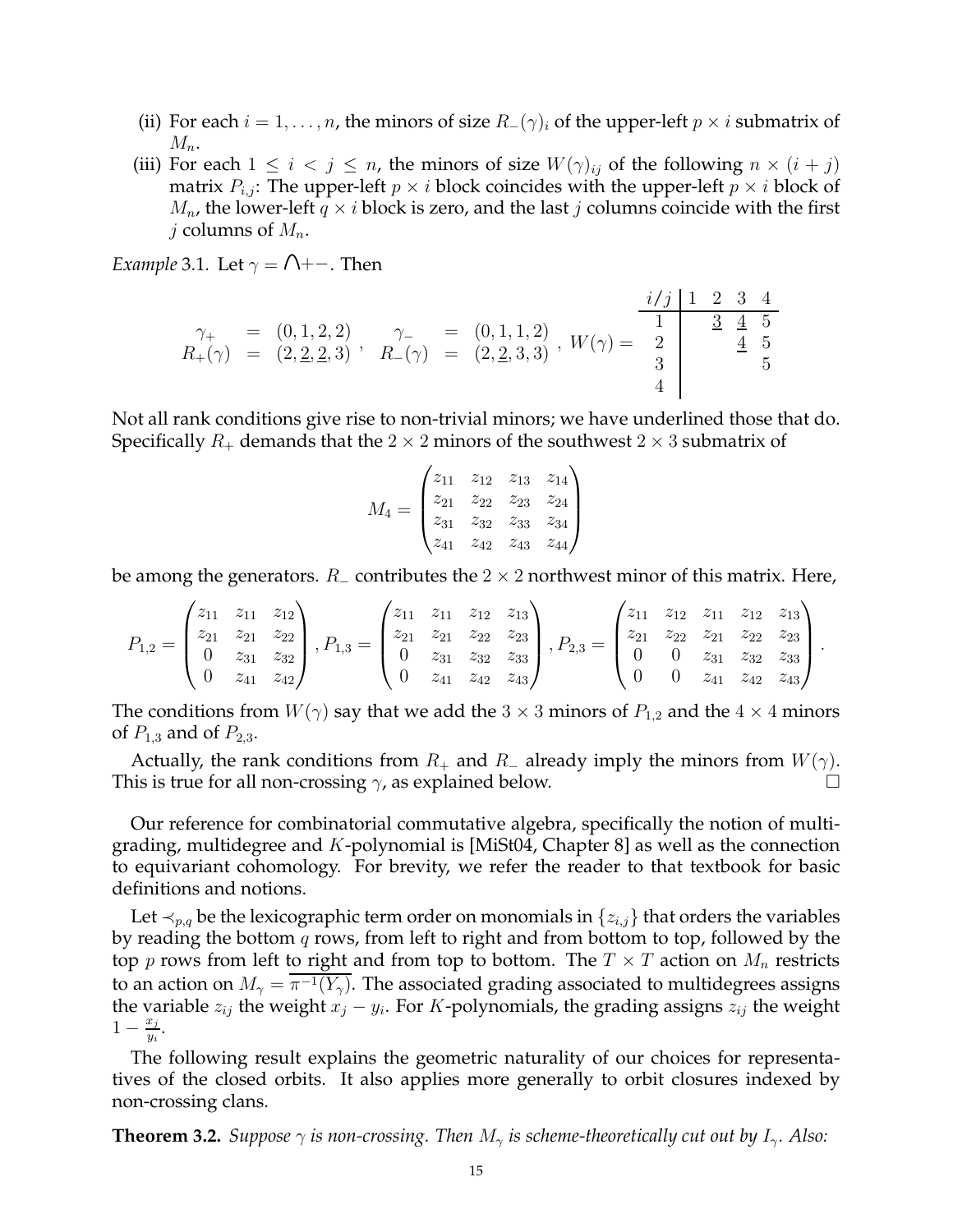(ii) For each $i = 1, \ldots, n$, the minors of size $R_-(\gamma)_i$ of the upper-left $p \times i$ submatrix of $M_n$.

(iii) For each $1 \leq i < j \leq n$, the minors of size $W(\gamma)_{ij}$ of the following $n \times (i+j)$ matrix $P_{i,j}$: The upper-left $p \times i$ block coincides with the upper-left $p \times i$ block of $M_n$, the lower-left $q \times i$ block is zero, and the last $j$ columns coincide with the first $j$ columns of $M_n$.

*Example* 3.1. Let $\gamma = \bigcap +-$. Then

$$\begin{array}{rcl} \gamma_+ & = & (0,1,2,2) \\ R_+(\gamma) & = & (2,\underline{2},\underline{2},3) \end{array}, \quad \begin{array}{rcl} \gamma_- & = & (0,1,1,2) \\ R_-(\gamma) & = & (2,\underline{2},3,3) \end{array}, \quad W(\gamma) = \begin{array}{c|cccc} i/j & 1 & 2 & 3 & 4 \\ \hline 1 & & \underline{3} & \underline{4} & 5 \\ 2 & & & \underline{4} & 5 \\ 3 & & & & 5 \\ 4 & & & & \end{array}$$

Not all rank conditions give rise to non-trivial minors; we have underlined those that do. Specifically $R_+$ demands that the $2 \times 2$ minors of the southwest $2 \times 3$ submatrix of

$$M_4 = \begin{pmatrix} z_{11} & z_{12} & z_{13} & z_{14} \\ z_{21} & z_{22} & z_{23} & z_{24} \\ z_{31} & z_{32} & z_{33} & z_{34} \\ z_{41} & z_{42} & z_{43} & z_{44} \end{pmatrix}$$

be among the generators. $R_-$ contributes the $2 \times 2$ northwest minor of this matrix. Here,

$$P_{1,2} = \begin{pmatrix} z_{11} & z_{11} & z_{12} \\ z_{21} & z_{21} & z_{22} \\ 0 & z_{31} & z_{32} \\ 0 & z_{41} & z_{42} \end{pmatrix}, P_{1,3} = \begin{pmatrix} z_{11} & z_{11} & z_{12} & z_{13} \\ z_{21} & z_{21} & z_{22} & z_{23} \\ 0 & z_{31} & z_{32} & z_{33} \\ 0 & z_{41} & z_{42} & z_{43} \end{pmatrix}, P_{2,3} = \begin{pmatrix} z_{11} & z_{12} & z_{11} & z_{12} & z_{13} \\ z_{21} & z_{22} & z_{21} & z_{22} & z_{23} \\ 0 & 0 & z_{31} & z_{32} & z_{33} \\ 0 & 0 & z_{41} & z_{42} & z_{43} \end{pmatrix}.$$

The conditions from $W(\gamma)$ say that we add the $3 \times 3$ minors of $P_{1,2}$ and the $4 \times 4$ minors of $P_{1,3}$ and of $P_{2,3}$.

Actually, the rank conditions from $R_+$ and $R_-$ already imply the minors from $W(\gamma)$. This is true for all non-crossing $\gamma$, as explained below. □

Our reference for combinatorial commutative algebra, specifically the notion of multigrading, multidegree and $K$-polynomial is [MiSt04, Chapter 8] as well as the connection to equivariant cohomology. For brevity, we refer the reader to that textbook for basic definitions and notions.

Let $\prec_{p,q}$ be the lexicographic term order on monomials in $\{z_{i,j}\}$ that orders the variables by reading the bottom $q$ rows, from left to right and from bottom to top, followed by the top $p$ rows from left to right and from top to bottom. The $T \times T$ action on $M_n$ restricts to an action on $M_\gamma = \overline{\pi^{-1}(Y_\gamma)}$. The associated grading associated to multidegrees assigns the variable $z_{ij}$ the weight $x_j - y_i$. For $K$-polynomials, the grading assigns $z_{ij}$ the weight $1 - \frac{x_j}{y_i}$.

The following result explains the geometric naturality of our choices for representatives of the closed orbits. It also applies more generally to orbit closures indexed by non-crossing clans.

**Theorem 3.2.** *Suppose $\gamma$ is non-crossing. Then $M_\gamma$ is scheme-theoretically cut out by $I_\gamma$. Also:*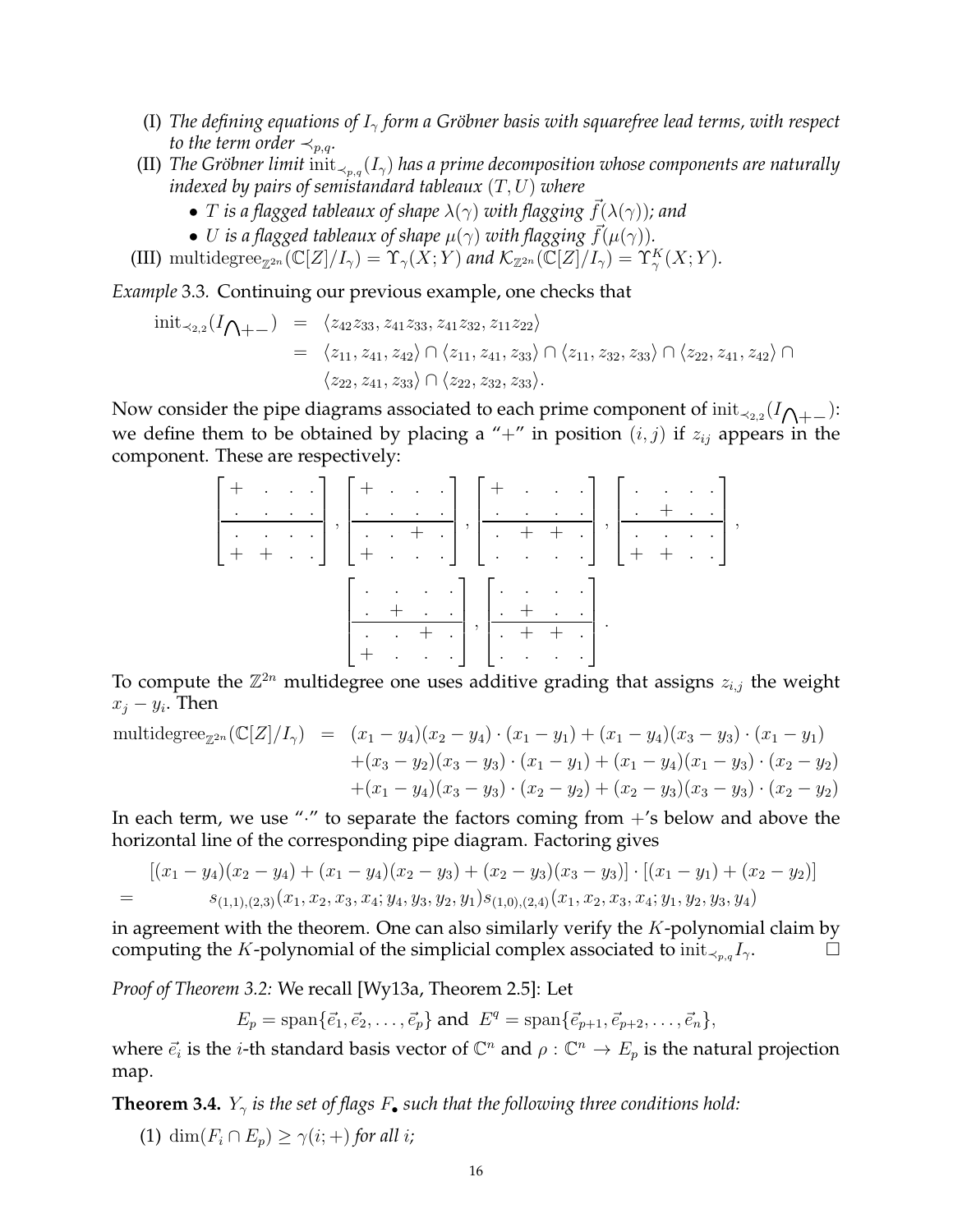(I) *The defining equations of $I_\gamma$ form a Gröbner basis with squarefree lead terms, with respect to the term order $\prec_{p,q}$.*

(II) *The Gröbner limit $\mathrm{init}_{\prec_{p,q}}(I_\gamma)$ has a prime decomposition whose components are naturally indexed by pairs of semistandard tableaux $(T, U)$ where*
  - *$T$ is a flagged tableaux of shape $\lambda(\gamma)$ with flagging $\vec{f}(\lambda(\gamma))$; and*
  - *$U$ is a flagged tableaux of shape $\mu(\gamma)$ with flagging $\vec{f}(\mu(\gamma))$.*

(III) $\mathrm{multidegree}_{\mathbb{Z}^{2n}}(\mathbb{C}[Z]/I_\gamma) = \Upsilon_\gamma(X;Y)$ *and* $\mathcal{K}_{\mathbb{Z}^{2n}}(\mathbb{C}[Z]/I_\gamma) = \Upsilon^K_\gamma(X;Y)$.

*Example* 3.3. Continuing our previous example, one checks that

$$\begin{aligned}
\mathrm{init}_{\prec_{2,2}}(I_{\bigwedge+-}) &= \langle z_{42}z_{33}, z_{41}z_{33}, z_{41}z_{32}, z_{11}z_{22}\rangle \\
&= \langle z_{11}, z_{41}, z_{42}\rangle \cap \langle z_{11}, z_{41}, z_{33}\rangle \cap \langle z_{11}, z_{32}, z_{33}\rangle \cap \langle z_{22}, z_{41}, z_{42}\rangle \cap \\
&\quad\ \langle z_{22}, z_{41}, z_{33}\rangle \cap \langle z_{22}, z_{32}, z_{33}\rangle.
\end{aligned}$$

Now consider the pipe diagrams associated to each prime component of $\mathrm{init}_{\prec_{2,2}}(I_{\bigwedge+-})$: we define them to be obtained by placing a "+" in position $(i,j)$ if $z_{ij}$ appears in the component. These are respectively:

$$\left[\begin{array}{cccc} + & \cdot & \cdot & \cdot \\ \cdot & \cdot & \cdot & \cdot \\ \hline \cdot & \cdot & \cdot & \cdot \\ + & + & \cdot & \cdot \end{array}\right], \left[\begin{array}{cccc} + & \cdot & \cdot & \cdot \\ \cdot & \cdot & \cdot & \cdot \\ \hline \cdot & \cdot & + & \cdot \\ + & \cdot & \cdot & \cdot \end{array}\right], \left[\begin{array}{cccc} + & \cdot & \cdot & \cdot \\ \cdot & \cdot & \cdot & \cdot \\ \hline \cdot & + & + & \cdot \\ \cdot & \cdot & \cdot & \cdot \end{array}\right], \left[\begin{array}{cccc} \cdot & \cdot & \cdot & \cdot \\ \cdot & + & \cdot & \cdot \\ \hline \cdot & \cdot & \cdot & \cdot \\ + & + & \cdot & \cdot \end{array}\right],$$

$$\left[\begin{array}{cccc} \cdot & \cdot & \cdot & \cdot \\ \cdot & + & \cdot & \cdot \\ \hline \cdot & \cdot & + & \cdot \\ + & \cdot & \cdot & \cdot \end{array}\right], \left[\begin{array}{cccc} \cdot & \cdot & \cdot & \cdot \\ \cdot & + & \cdot & \cdot \\ \hline \cdot & + & + & \cdot \\ \cdot & \cdot & \cdot & \cdot \end{array}\right].$$

To compute the $\mathbb{Z}^{2n}$ multidegree one uses additive grading that assigns $z_{i,j}$ the weight $x_j - y_i$. Then

$$\begin{aligned}
\mathrm{multidegree}_{\mathbb{Z}^{2n}}(\mathbb{C}[Z]/I_\gamma) &= (x_1-y_4)(x_2-y_4)\cdot(x_1-y_1) + (x_1-y_4)(x_3-y_3)\cdot(x_1-y_1) \\
&\quad + (x_3-y_2)(x_3-y_3)\cdot(x_1-y_1) + (x_1-y_4)(x_1-y_3)\cdot(x_2-y_2) \\
&\quad + (x_1-y_4)(x_3-y_3)\cdot(x_2-y_2) + (x_2-y_3)(x_3-y_3)\cdot(x_2-y_2)
\end{aligned}$$

In each term, we use "$\cdot$" to separate the factors coming from +'s below and above the horizontal line of the corresponding pipe diagram. Factoring gives

$$\begin{aligned}
&[(x_1-y_4)(x_2-y_4) + (x_1-y_4)(x_2-y_3) + (x_2-y_3)(x_3-y_3)]\cdot[(x_1-y_1)+(x_2-y_2)] \\
= \quad & s_{(1,1),(2,3)}(x_1,x_2,x_3,x_4;y_4,y_3,y_2,y_1)\, s_{(1,0),(2,4)}(x_1,x_2,x_3,x_4;y_1,y_2,y_3,y_4)
\end{aligned}$$

in agreement with the theorem. One can also similarly verify the $K$-polynomial claim by computing the $K$-polynomial of the simplicial complex associated to $\mathrm{init}_{\prec_{p,q}} I_\gamma$. $\square$

*Proof of Theorem 3.2:* We recall [Wy13a, Theorem 2.5]: Let

$$E_p = \mathrm{span}\{\vec{e}_1, \vec{e}_2, \ldots, \vec{e}_p\} \text{ and } E^q = \mathrm{span}\{\vec{e}_{p+1}, \vec{e}_{p+2}, \ldots, \vec{e}_n\},$$

where $\vec{e}_i$ is the $i$-th standard basis vector of $\mathbb{C}^n$ and $\rho : \mathbb{C}^n \to E_p$ is the natural projection map.

**Theorem 3.4.** *$Y_\gamma$ is the set of flags $F_\bullet$ such that the following three conditions hold:*

(1) $\dim(F_i \cap E_p) \geq \gamma(i;+)$ *for all $i$;*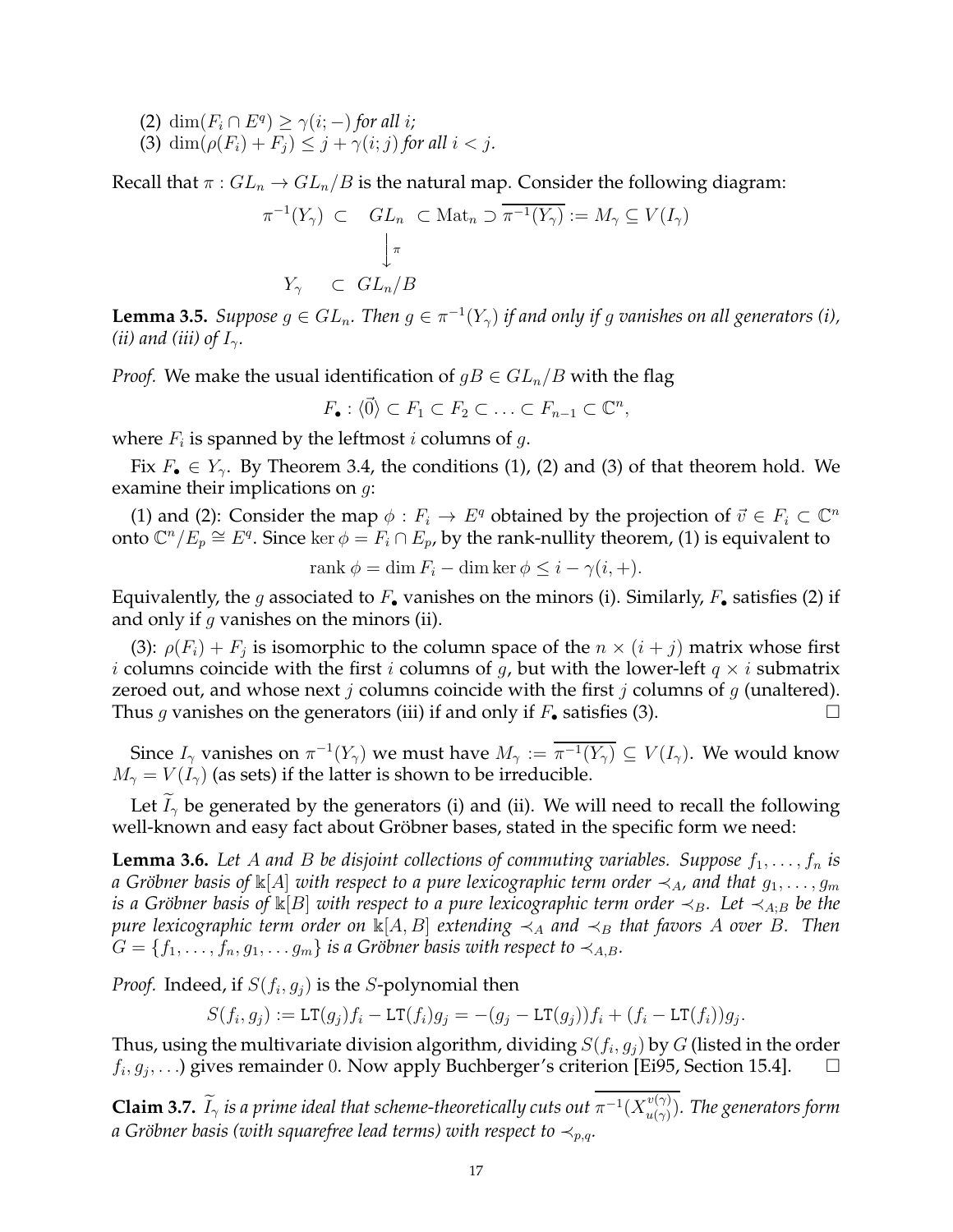(2) $\dim(F_i \cap E^q) \geq \gamma(i; -)$ *for all* $i$;
(3) $\dim(\rho(F_i) + F_j) \leq j + \gamma(i; j)$ *for all* $i < j$.

Recall that $\pi : GL_n \to GL_n/B$ is the natural map. Consider the following diagram:

$$\begin{array}{ccc} \pi^{-1}(Y_\gamma) \subset & GL_n & \subset \mathrm{Mat}_n \supset \overline{\pi^{-1}(Y_\gamma)} := M_\gamma \subseteq V(I_\gamma) \\ & \Big\downarrow \pi & \\ Y_\gamma \quad \subset & GL_n/B & \end{array}$$

**Lemma 3.5.** *Suppose* $g \in GL_n$. *Then* $g \in \pi^{-1}(Y_\gamma)$ *if and only if* $g$ *vanishes on all generators (i), (ii) and (iii) of* $I_\gamma$.

*Proof.* We make the usual identification of $gB \in GL_n/B$ with the flag

$$F_\bullet : \langle \vec{0} \rangle \subset F_1 \subset F_2 \subset \ldots \subset F_{n-1} \subset \mathbb{C}^n,$$

where $F_i$ is spanned by the leftmost $i$ columns of $g$.

Fix $F_\bullet \in Y_\gamma$. By Theorem 3.4, the conditions (1), (2) and (3) of that theorem hold. We examine their implications on $g$:

(1) and (2): Consider the map $\phi : F_i \to E^q$ obtained by the projection of $\vec{v} \in F_i \subset \mathbb{C}^n$ onto $\mathbb{C}^n/E_p \cong E^q$. Since $\ker \phi = F_i \cap E_p$, by the rank-nullity theorem, (1) is equivalent to

$$\mathrm{rank}\, \phi = \dim F_i - \dim \ker \phi \leq i - \gamma(i, +).$$

Equivalently, the $g$ associated to $F_\bullet$ vanishes on the minors (i). Similarly, $F_\bullet$ satisfies (2) if and only if $g$ vanishes on the minors (ii).

(3): $\rho(F_i) + F_j$ is isomorphic to the column space of the $n \times (i + j)$ matrix whose first $i$ columns coincide with the first $i$ columns of $g$, but with the lower-left $q \times i$ submatrix zeroed out, and whose next $j$ columns coincide with the first $j$ columns of $g$ (unaltered). Thus $g$ vanishes on the generators (iii) if and only if $F_\bullet$ satisfies (3). $\square$

Since $I_\gamma$ vanishes on $\pi^{-1}(Y_\gamma)$ we must have $M_\gamma := \overline{\pi^{-1}(Y_\gamma)} \subseteq V(I_\gamma)$. We would know $M_\gamma = V(I_\gamma)$ (as sets) if the latter is shown to be irreducible.

Let $\widetilde{I}_\gamma$ be generated by the generators (i) and (ii). We will need to recall the following well-known and easy fact about Gröbner bases, stated in the specific form we need:

**Lemma 3.6.** *Let* $A$ *and* $B$ *be disjoint collections of commuting variables. Suppose* $f_1, \ldots, f_n$ *is a Gröbner basis of* $\Bbbk[A]$ *with respect to a pure lexicographic term order* $\prec_A$, *and that* $g_1, \ldots, g_m$ *is a Gröbner basis of* $\Bbbk[B]$ *with respect to a pure lexicographic term order* $\prec_B$. *Let* $\prec_{A;B}$ *be the pure lexicographic term order on* $\Bbbk[A, B]$ *extending* $\prec_A$ *and* $\prec_B$ *that favors* $A$ *over* $B$. *Then* $G = \{f_1, \ldots, f_n, g_1, \ldots g_m\}$ *is a Gröbner basis with respect to* $\prec_{A,B}$.

*Proof.* Indeed, if $S(f_i, g_j)$ is the $S$-polynomial then

$$S(f_i, g_j) := \mathtt{LT}(g_j) f_i - \mathtt{LT}(f_i) g_j = -(g_j - \mathtt{LT}(g_j)) f_i + (f_i - \mathtt{LT}(f_i)) g_j.$$

Thus, using the multivariate division algorithm, dividing $S(f_i, g_j)$ by $G$ (listed in the order $f_i, g_j, \ldots$) gives remainder $0$. Now apply Buchberger's criterion [Ei95, Section 15.4]. $\square$

**Claim 3.7.** $\widetilde{I}_\gamma$ *is a prime ideal that scheme-theoretically cuts out* $\overline{\pi^{-1}(X_{u(\gamma)}^{v(\gamma)})}$. *The generators form a Gröbner basis (with squarefree lead terms) with respect to* $\prec_{p,q}$.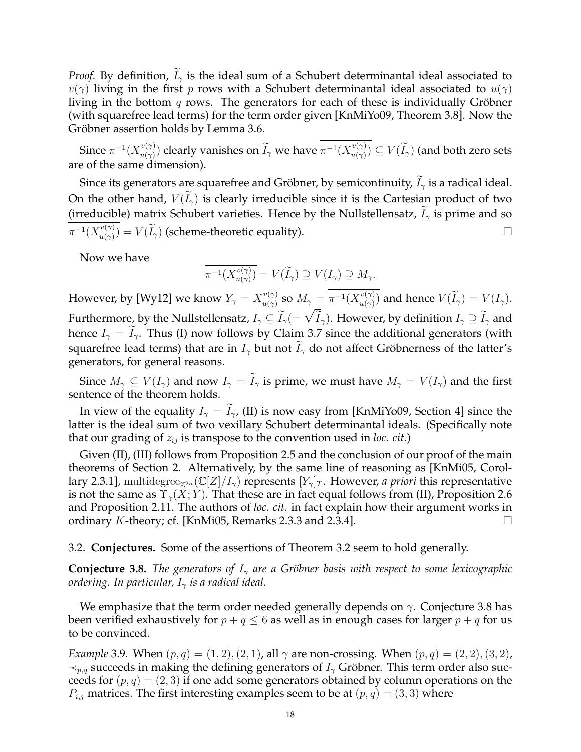*Proof.* By definition, $\widetilde{I}_\gamma$ is the ideal sum of a Schubert determinantal ideal associated to $v(\gamma)$ living in the first $p$ rows with a Schubert determinantal ideal associated to $u(\gamma)$ living in the bottom $q$ rows. The generators for each of these is individually Gröbner (with squarefree lead terms) for the term order given [KnMiYo09, Theorem 3.8]. Now the Gröbner assertion holds by Lemma 3.6.

Since $\pi^{-1}(X_{u(\gamma)}^{v(\gamma)})$ clearly vanishes on $\widetilde{I}_\gamma$ we have $\overline{\pi^{-1}(X_{u(\gamma)}^{v(\gamma)})} \subseteq V(\widetilde{I}_\gamma)$ (and both zero sets are of the same dimension).

Since its generators are squarefree and Gröbner, by semicontinuity, $\widetilde{I}_\gamma$ is a radical ideal. On the other hand, $V(\widetilde{I}_\gamma)$ is clearly irreducible since it is the Cartesian product of two (irreducible) matrix Schubert varieties. Hence by the Nullstellensatz, $\widetilde{I}_\gamma$ is prime and so $\overline{\pi^{-1}(X_{u(\gamma)}^{v(\gamma)})} = V(\widetilde{I}_\gamma)$ (scheme-theoretic equality). □

Now we have

$$\overline{\pi^{-1}(X_{u(\gamma)}^{v(\gamma)})} = V(\widetilde{I}_\gamma) \supseteq V(I_\gamma) \supseteq M_\gamma.$$

However, by [Wy12] we know $Y_\gamma = X_{u(\gamma)}^{v(\gamma)}$ so $M_\gamma = \overline{\pi^{-1}(X_{u(\gamma)}^{v(\gamma)})}$ and hence $V(\widetilde{I}_\gamma) = V(I_\gamma)$. Furthermore, by the Nullstellensatz, $I_\gamma \subseteq \widetilde{I}_\gamma (= \sqrt{\widetilde{I}_\gamma})$. However, by definition $I_\gamma \supseteq \widetilde{I}_\gamma$ and hence $I_\gamma = \widetilde{I}_\gamma$. Thus (I) now follows by Claim 3.7 since the additional generators (with squarefree lead terms) that are in $I_\gamma$ but not $\widetilde{I}_\gamma$ do not affect Gröbnerness of the latter's generators, for general reasons.

Since $M_\gamma \subseteq V(I_\gamma)$ and now $I_\gamma = \widetilde{I}_\gamma$ is prime, we must have $M_\gamma = V(I_\gamma)$ and the first sentence of the theorem holds.

In view of the equality $I_\gamma = \widetilde{I}_\gamma$, (II) is now easy from [KnMiYo09, Section 4] since the latter is the ideal sum of two vexillary Schubert determinantal ideals. (Specifically note that our grading of $z_{ij}$ is transpose to the convention used in *loc. cit.*)

Given (II), (III) follows from Proposition 2.5 and the conclusion of our proof of the main theorems of Section 2. Alternatively, by the same line of reasoning as [KnMi05, Corollary 2.3.1], $\mathrm{multidegree}_{\mathbb{Z}^{2n}}(\mathbb{C}[Z]/I_\gamma)$ represents $[Y_\gamma]_T$. However, *a priori* this representative is not the same as $\Upsilon_\gamma(X;Y)$. That these are in fact equal follows from (II), Proposition 2.6 and Proposition 2.11. The authors of *loc. cit.* in fact explain how their argument works in ordinary $K$-theory; cf. [KnMi05, Remarks 2.3.3 and 2.3.4]. □

### 3.2. **Conjectures.**

Some of the assertions of Theorem 3.2 seem to hold generally.

**Conjecture 3.8.** *The generators of $I_\gamma$ are a Gröbner basis with respect to some lexicographic ordering. In particular, $I_\gamma$ is a radical ideal.*

We emphasize that the term order needed generally depends on $\gamma$. Conjecture 3.8 has been verified exhaustively for $p + q \leq 6$ as well as in enough cases for larger $p + q$ for us to be convinced.

*Example* 3.9. When $(p, q) = (1, 2), (2, 1)$, all $\gamma$ are non-crossing. When $(p, q) = (2, 2), (3, 2)$, $\prec_{p,q}$ succeeds in making the defining generators of $I_\gamma$ Gröbner. This term order also succeeds for $(p, q) = (2, 3)$ if one add some generators obtained by column operations on the $P_{i,j}$ matrices. The first interesting examples seem to be at $(p, q) = (3, 3)$ where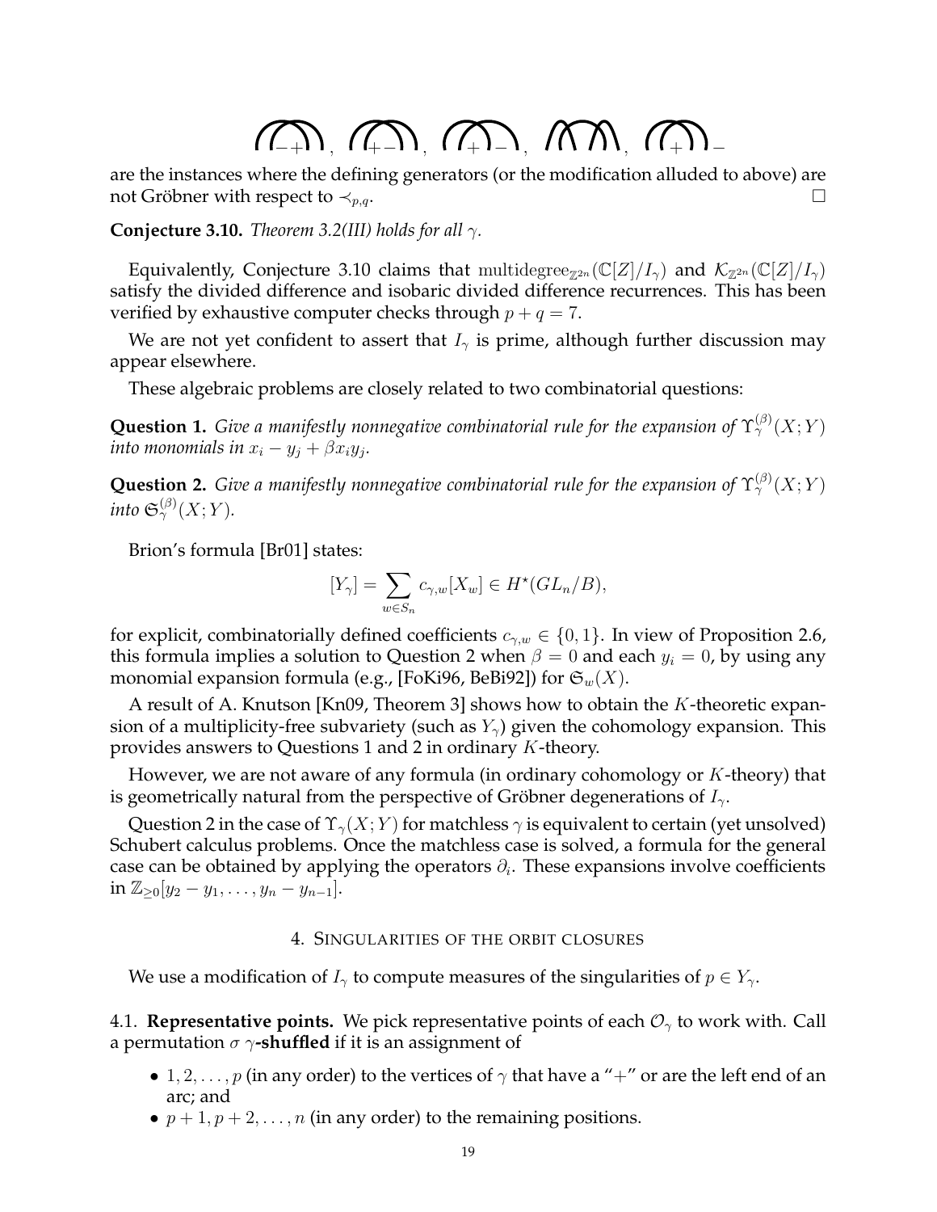(arc diagrams: $-+$, $+-$, $+-$, (two crossing arcs), $+-$)

are the instances where the defining generators (or the modification alluded to above) are not Gröbner with respect to $\prec_{p,q}$. $\square$

**Conjecture 3.10.** *Theorem 3.2(III) holds for all $\gamma$.*

Equivalently, Conjecture 3.10 claims that $\mathrm{multidegree}_{\mathbb{Z}^{2n}}(\mathbb{C}[Z]/I_\gamma)$ and $\mathcal{K}_{\mathbb{Z}^{2n}}(\mathbb{C}[Z]/I_\gamma)$ satisfy the divided difference and isobaric divided difference recurrences. This has been verified by exhaustive computer checks through $p+q=7$.

We are not yet confident to assert that $I_\gamma$ is prime, although further discussion may appear elsewhere.

These algebraic problems are closely related to two combinatorial questions:

**Question 1.** *Give a manifestly nonnegative combinatorial rule for the expansion of $\Upsilon_\gamma^{(\beta)}(X;Y)$ into monomials in $x_i - y_j + \beta x_i y_j$.*

**Question 2.** *Give a manifestly nonnegative combinatorial rule for the expansion of $\Upsilon_\gamma^{(\beta)}(X;Y)$ into $\mathfrak{S}_\gamma^{(\beta)}(X;Y)$.*

Brion's formula [Br01] states:

$$[Y_\gamma] = \sum_{w \in S_n} c_{\gamma,w}[X_w] \in H^\star(GL_n/B),$$

for explicit, combinatorially defined coefficients $c_{\gamma,w} \in \{0,1\}$. In view of Proposition 2.6, this formula implies a solution to Question 2 when $\beta = 0$ and each $y_i = 0$, by using any monomial expansion formula (e.g., [FoKi96, BeBi92]) for $\mathfrak{S}_w(X)$.

A result of A. Knutson [Kn09, Theorem 3] shows how to obtain the $K$-theoretic expansion of a multiplicity-free subvariety (such as $Y_\gamma$) given the cohomology expansion. This provides answers to Questions 1 and 2 in ordinary $K$-theory.

However, we are not aware of any formula (in ordinary cohomology or $K$-theory) that is geometrically natural from the perspective of Gröbner degenerations of $I_\gamma$.

Question 2 in the case of $\Upsilon_\gamma(X;Y)$ for matchless $\gamma$ is equivalent to certain (yet unsolved) Schubert calculus problems. Once the matchless case is solved, a formula for the general case can be obtained by applying the operators $\partial_i$. These expansions involve coefficients in $\mathbb{Z}_{\geq 0}[y_2 - y_1, \ldots, y_n - y_{n-1}]$.

## 4. Singularities of the orbit closures

We use a modification of $I_\gamma$ to compute measures of the singularities of $p \in Y_\gamma$.

### 4.1. Representative points.

We pick representative points of each $\mathcal{O}_\gamma$ to work with. Call a permutation $\sigma$ $\gamma$**-shuffled** if it is an assignment of

- $1, 2, \ldots, p$ (in any order) to the vertices of $\gamma$ that have a "$+$" or are the left end of an arc; and
- $p+1, p+2, \ldots, n$ (in any order) to the remaining positions.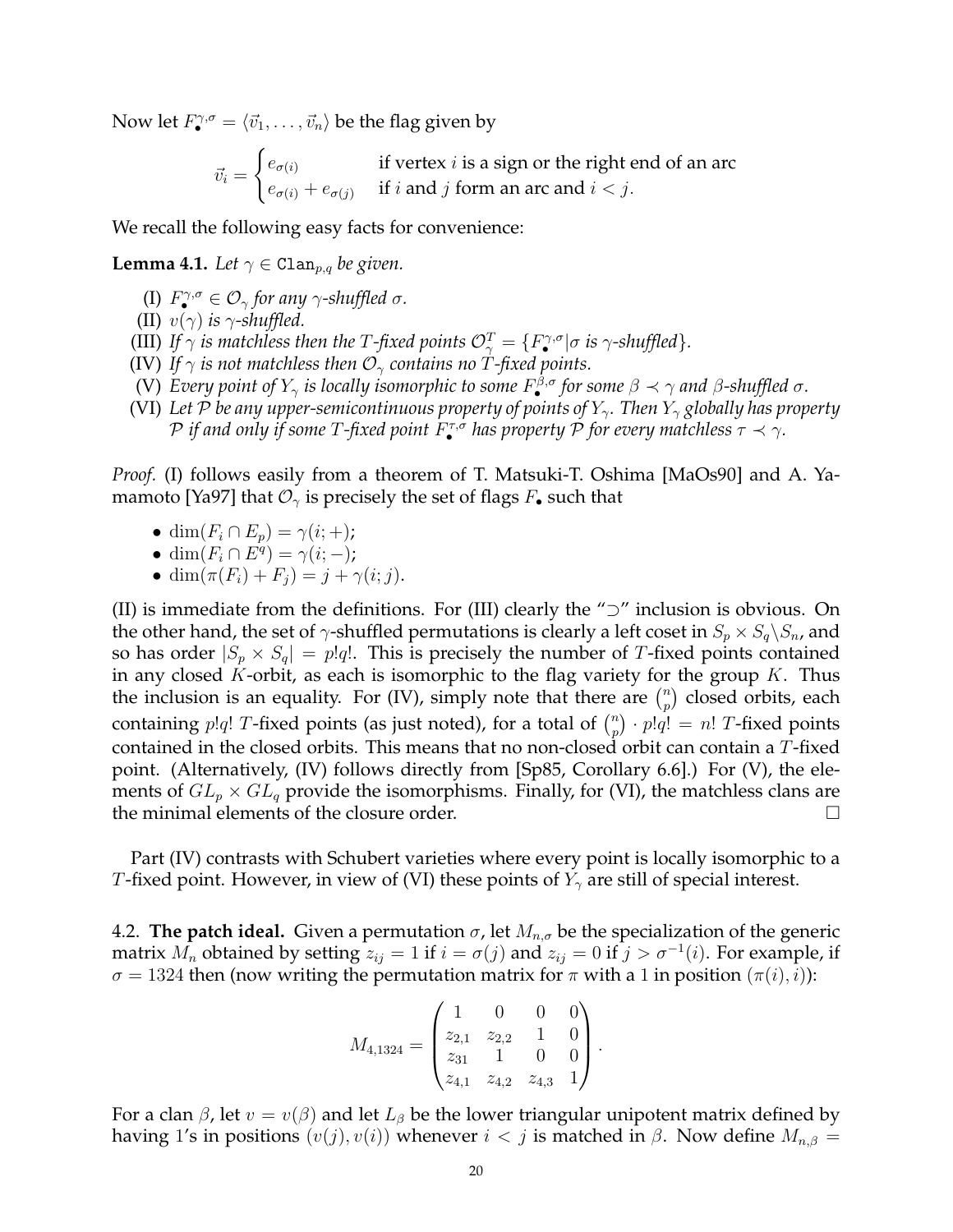Now let $F_\bullet^{\gamma,\sigma} = \langle \vec{v}_1, \ldots, \vec{v}_n \rangle$ be the flag given by

$$\vec{v}_i = \begin{cases} e_{\sigma(i)} & \text{if vertex } i \text{ is a sign or the right end of an arc} \\ e_{\sigma(i)} + e_{\sigma(j)} & \text{if } i \text{ and } j \text{ form an arc and } i < j. \end{cases}$$

We recall the following easy facts for convenience:

**Lemma 4.1.** *Let $\gamma \in \mathtt{Clan}_{p,q}$ be given.*

- (I) *$F_\bullet^{\gamma,\sigma} \in \mathcal{O}_\gamma$ for any $\gamma$-shuffled $\sigma$.*
- (II) *$v(\gamma)$ is $\gamma$-shuffled.*
- (III) *If $\gamma$ is matchless then the $T$-fixed points $\mathcal{O}_\gamma^T = \{F_\bullet^{\gamma,\sigma} | \sigma \text{ is } \gamma\text{-shuffled}\}$.*
- (IV) *If $\gamma$ is not matchless then $\mathcal{O}_\gamma$ contains no $T$-fixed points.*
- (V) *Every point of $Y_\gamma$ is locally isomorphic to some $F_\bullet^{\beta,\sigma}$ for some $\beta \prec \gamma$ and $\beta$-shuffled $\sigma$.*
- (VI) *Let $\mathcal{P}$ be any upper-semicontinuous property of points of $Y_\gamma$. Then $Y_\gamma$ globally has property $\mathcal{P}$ if and only if some $T$-fixed point $F_\bullet^{\tau,\sigma}$ has property $\mathcal{P}$ for every matchless $\tau \prec \gamma$.*

*Proof.* (I) follows easily from a theorem of T. Matsuki-T. Oshima [MaOs90] and A. Yamamoto [Ya97] that $\mathcal{O}_\gamma$ is precisely the set of flags $F_\bullet$ such that

- $\dim(F_i \cap E_p) = \gamma(i; +)$;
- $\dim(F_i \cap E^q) = \gamma(i; -)$;
- $\dim(\pi(F_i) + F_j) = j + \gamma(i; j)$.

(II) is immediate from the definitions. For (III) clearly the "$\supset$" inclusion is obvious. On the other hand, the set of $\gamma$-shuffled permutations is clearly a left coset in $S_p \times S_q \backslash S_n$, and so has order $|S_p \times S_q| = p!q!$. This is precisely the number of $T$-fixed points contained in any closed $K$-orbit, as each is isomorphic to the flag variety for the group $K$. Thus the inclusion is an equality. For (IV), simply note that there are $\binom{n}{p}$ closed orbits, each containing $p!q!$ $T$-fixed points (as just noted), for a total of $\binom{n}{p} \cdot p!q! = n!$ $T$-fixed points contained in the closed orbits. This means that no non-closed orbit can contain a $T$-fixed point. (Alternatively, (IV) follows directly from [Sp85, Corollary 6.6].) For (V), the elements of $GL_p \times GL_q$ provide the isomorphisms. Finally, for (VI), the matchless clans are the minimal elements of the closure order. $\square$

Part (IV) contrasts with Schubert varieties where every point is locally isomorphic to a $T$-fixed point. However, in view of (VI) these points of $Y_\gamma$ are still of special interest.

4.2. **The patch ideal.** Given a permutation $\sigma$, let $M_{n,\sigma}$ be the specialization of the generic matrix $M_n$ obtained by setting $z_{ij} = 1$ if $i = \sigma(j)$ and $z_{ij} = 0$ if $j > \sigma^{-1}(i)$. For example, if $\sigma = 1324$ then (now writing the permutation matrix for $\pi$ with a 1 in position $(\pi(i), i)$):

$$M_{4,1324} = \begin{pmatrix} 1 & 0 & 0 & 0 \\ z_{2,1} & z_{2,2} & 1 & 0 \\ z_{31} & 1 & 0 & 0 \\ z_{4,1} & z_{4,2} & z_{4,3} & 1 \end{pmatrix}.$$

For a clan $\beta$, let $v = v(\beta)$ and let $L_\beta$ be the lower triangular unipotent matrix defined by having 1's in positions $(v(j), v(i))$ whenever $i < j$ is matched in $\beta$. Now define $M_{n,\beta} =$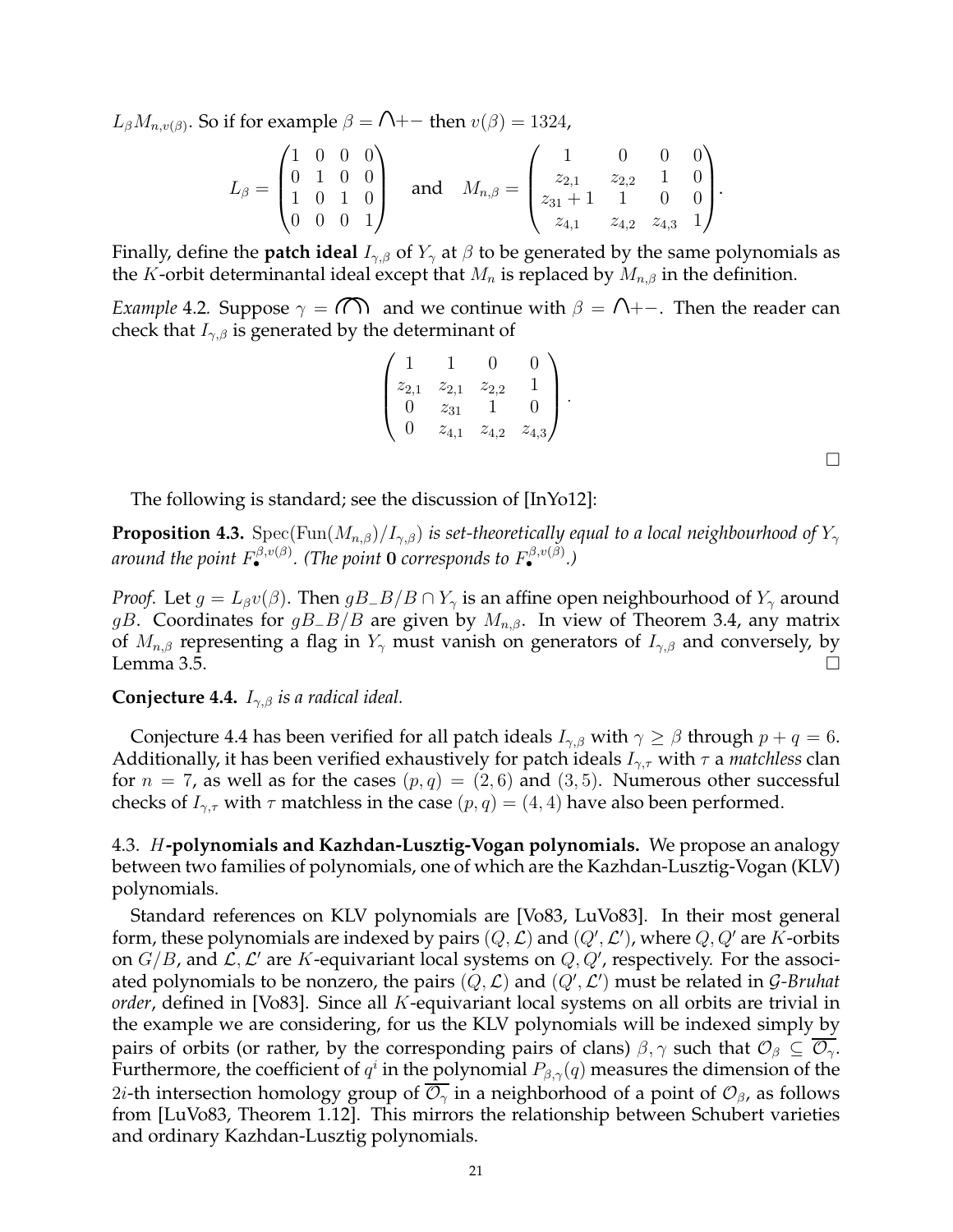$L_\beta M_{n,v(\beta)}$. So if for example $\beta = \bigcap+-$ then $v(\beta) = 1324$,

$$L_\beta = \begin{pmatrix} 1 & 0 & 0 & 0 \\ 0 & 1 & 0 & 0 \\ 1 & 0 & 1 & 0 \\ 0 & 0 & 0 & 1 \end{pmatrix} \quad \text{and} \quad M_{n,\beta} = \begin{pmatrix} 1 & 0 & 0 & 0 \\ z_{2,1} & z_{2,2} & 1 & 0 \\ z_{31}+1 & 1 & 0 & 0 \\ z_{4,1} & z_{4,2} & z_{4,3} & 1 \end{pmatrix}.$$

Finally, define the **patch ideal** $I_{\gamma,\beta}$ of $Y_\gamma$ at $\beta$ to be generated by the same polynomials as the $K$-orbit determinantal ideal except that $M_n$ is replaced by $M_{n,\beta}$ in the definition.

*Example* 4.2. Suppose $\gamma = \bigcap\!\!\bigcap$ and we continue with $\beta = \bigcap+-$. Then the reader can check that $I_{\gamma,\beta}$ is generated by the determinant of

$$\begin{pmatrix} 1 & 1 & 0 & 0 \\ z_{2,1} & z_{2,1} & z_{2,2} & 1 \\ 0 & z_{31} & 1 & 0 \\ 0 & z_{4,1} & z_{4,2} & z_{4,3} \end{pmatrix}.$$

□

The following is standard; see the discussion of [InYo12]:

**Proposition 4.3.** *$\mathrm{Spec}(\mathrm{Fun}(M_{n,\beta})/I_{\gamma,\beta})$ is set-theoretically equal to a local neighbourhood of $Y_\gamma$ around the point $F_\bullet^{\beta,v(\beta)}$. (The point $\mathbf{0}$ corresponds to $F_\bullet^{\beta,v(\beta)}$.)*

*Proof.* Let $g = L_\beta v(\beta)$. Then $gB_-B/B \cap Y_\gamma$ is an affine open neighbourhood of $Y_\gamma$ around $gB$. Coordinates for $gB_-B/B$ are given by $M_{n,\beta}$. In view of Theorem 3.4, any matrix of $M_{n,\beta}$ representing a flag in $Y_\gamma$ must vanish on generators of $I_{\gamma,\beta}$ and conversely, by Lemma 3.5. □

**Conjecture 4.4.** *$I_{\gamma,\beta}$ is a radical ideal.*

Conjecture 4.4 has been verified for all patch ideals $I_{\gamma,\beta}$ with $\gamma \geq \beta$ through $p + q = 6$. Additionally, it has been verified exhaustively for patch ideals $I_{\gamma,\tau}$ with $\tau$ a *matchless* clan for $n = 7$, as well as for the cases $(p,q) = (2,6)$ and $(3,5)$. Numerous other successful checks of $I_{\gamma,\tau}$ with $\tau$ matchless in the case $(p,q) = (4,4)$ have also been performed.

4.3. **$H$-polynomials and Kazhdan-Lusztig-Vogan polynomials.** We propose an analogy between two families of polynomials, one of which are the Kazhdan-Lusztig-Vogan (KLV) polynomials.

Standard references on KLV polynomials are [Vo83, LuVo83]. In their most general form, these polynomials are indexed by pairs $(Q,\mathcal{L})$ and $(Q',\mathcal{L}')$, where $Q, Q'$ are $K$-orbits on $G/B$, and $\mathcal{L}, \mathcal{L}'$ are $K$-equivariant local systems on $Q, Q'$, respectively. For the associated polynomials to be nonzero, the pairs $(Q,\mathcal{L})$ and $(Q',\mathcal{L}')$ must be related in *$\mathcal{G}$-Bruhat order*, defined in [Vo83]. Since all $K$-equivariant local systems on all orbits are trivial in the example we are considering, for us the KLV polynomials will be indexed simply by pairs of orbits (or rather, by the corresponding pairs of clans) $\beta, \gamma$ such that $\mathcal{O}_\beta \subseteq \overline{\mathcal{O}_\gamma}$. Furthermore, the coefficient of $q^i$ in the polynomial $P_{\beta,\gamma}(q)$ measures the dimension of the $2i$-th intersection homology group of $\overline{\mathcal{O}_\gamma}$ in a neighborhood of a point of $\mathcal{O}_\beta$, as follows from [LuVo83, Theorem 1.12]. This mirrors the relationship between Schubert varieties and ordinary Kazhdan-Lusztig polynomials.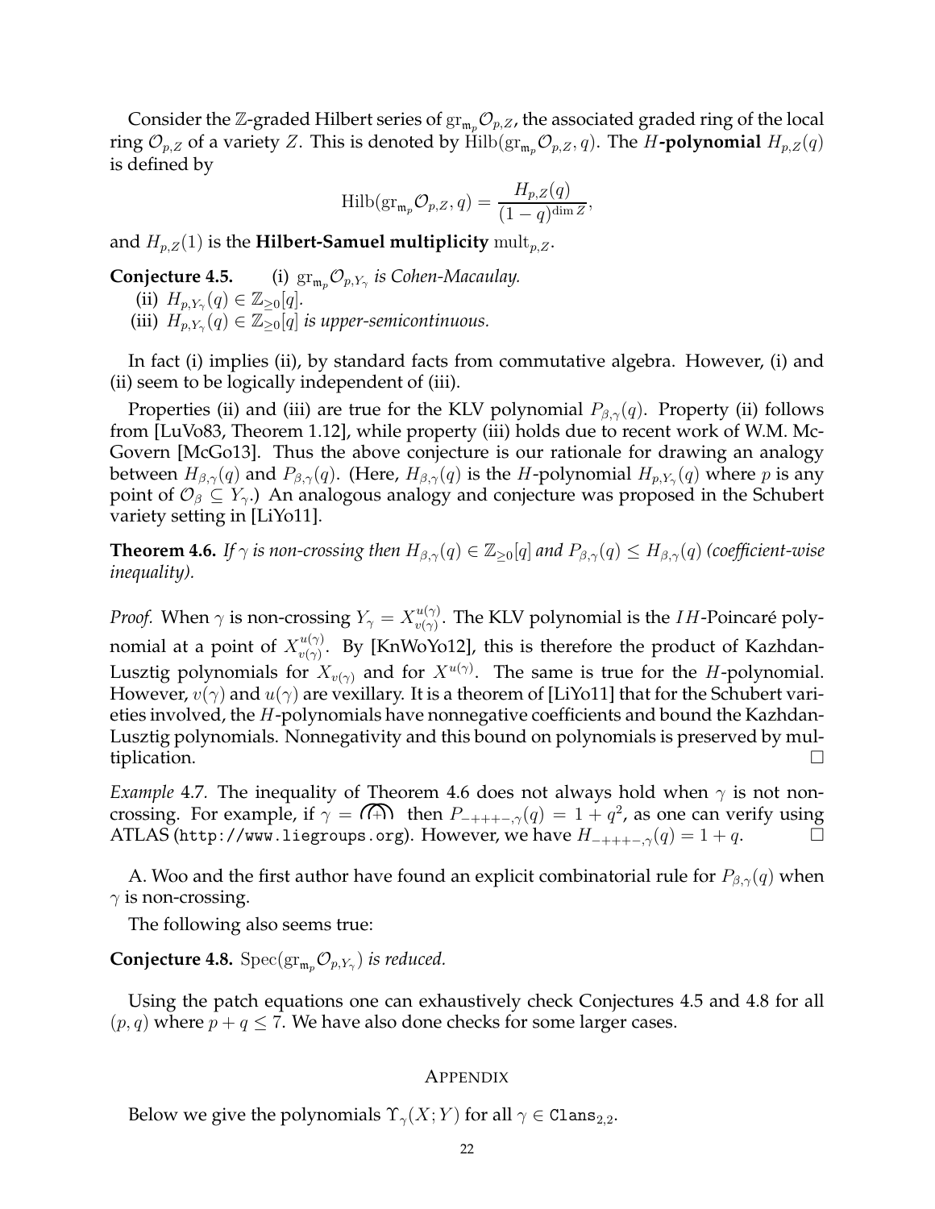Consider the $\mathbb{Z}$-graded Hilbert series of $\mathrm{gr}_{\mathfrak{m}_p}\mathcal{O}_{p,Z}$, the associated graded ring of the local ring $\mathcal{O}_{p,Z}$ of a variety $Z$. This is denoted by $\mathrm{Hilb}(\mathrm{gr}_{\mathfrak{m}_p}\mathcal{O}_{p,Z}, q)$. The $H$**-polynomial** $H_{p,Z}(q)$ is defined by

$$\mathrm{Hilb}(\mathrm{gr}_{\mathfrak{m}_p}\mathcal{O}_{p,Z}, q) = \frac{H_{p,Z}(q)}{(1-q)^{\dim Z}},$$

and $H_{p,Z}(1)$ is the **Hilbert-Samuel multiplicity** $\mathrm{mult}_{p,Z}$.

**Conjecture 4.5.** (i) *$\mathrm{gr}_{\mathfrak{m}_p}\mathcal{O}_{p,Y_\gamma}$ is Cohen-Macaulay.*
(ii) *$H_{p,Y_\gamma}(q) \in \mathbb{Z}_{\geq 0}[q]$.*
(iii) *$H_{p,Y_\gamma}(q) \in \mathbb{Z}_{\geq 0}[q]$ is upper-semicontinuous.*

In fact (i) implies (ii), by standard facts from commutative algebra. However, (i) and (ii) seem to be logically independent of (iii).

Properties (ii) and (iii) are true for the KLV polynomial $P_{\beta,\gamma}(q)$. Property (ii) follows from [LuVo83, Theorem 1.12], while property (iii) holds due to recent work of W.M. McGovern [McGo13]. Thus the above conjecture is our rationale for drawing an analogy between $H_{\beta,\gamma}(q)$ and $P_{\beta,\gamma}(q)$. (Here, $H_{\beta,\gamma}(q)$ is the $H$-polynomial $H_{p,Y_\gamma}(q)$ where $p$ is any point of $\mathcal{O}_\beta \subseteq Y_\gamma$.) An analogous analogy and conjecture was proposed in the Schubert variety setting in [LiYo11].

**Theorem 4.6.** *If $\gamma$ is non-crossing then $H_{\beta,\gamma}(q) \in \mathbb{Z}_{\geq 0}[q]$ and $P_{\beta,\gamma}(q) \leq H_{\beta,\gamma}(q)$ (coefficient-wise inequality).*

*Proof.* When $\gamma$ is non-crossing $Y_\gamma = X_{v(\gamma)}^{u(\gamma)}$. The KLV polynomial is the $IH$-Poincaré polynomial at a point of $X_{v(\gamma)}^{u(\gamma)}$. By [KnWoYo12], this is therefore the product of Kazhdan-Lusztig polynomials for $X_{v(\gamma)}$ and for $X^{u(\gamma)}$. The same is true for the $H$-polynomial. However, $v(\gamma)$ and $u(\gamma)$ are vexillary. It is a theorem of [LiYo11] that for the Schubert varieties involved, the $H$-polynomials have nonnegative coefficients and bound the Kazhdan-Lusztig polynomials. Nonnegativity and this bound on polynomials is preserved by multiplication. □

*Example* 4.7. The inequality of Theorem 4.6 does not always hold when $\gamma$ is not non-crossing. For example, if $\gamma =$ (+) then $P_{-+++-,\gamma}(q) = 1 + q^2$, as one can verify using ATLAS (`http://www.liegroups.org`). However, we have $H_{-+++-,\gamma}(q) = 1 + q$. □

A. Woo and the first author have found an explicit combinatorial rule for $P_{\beta,\gamma}(q)$ when $\gamma$ is non-crossing.

The following also seems true:

**Conjecture 4.8.** *$\mathrm{Spec}(\mathrm{gr}_{\mathfrak{m}_p}\mathcal{O}_{p,Y_\gamma})$ is reduced.*

Using the patch equations one can exhaustively check Conjectures 4.5 and 4.8 for all $(p, q)$ where $p + q \leq 7$. We have also done checks for some larger cases.

## APPENDIX

Below we give the polynomials $\Upsilon_\gamma(X;Y)$ for all $\gamma \in \mathtt{Clans}_{2,2}$.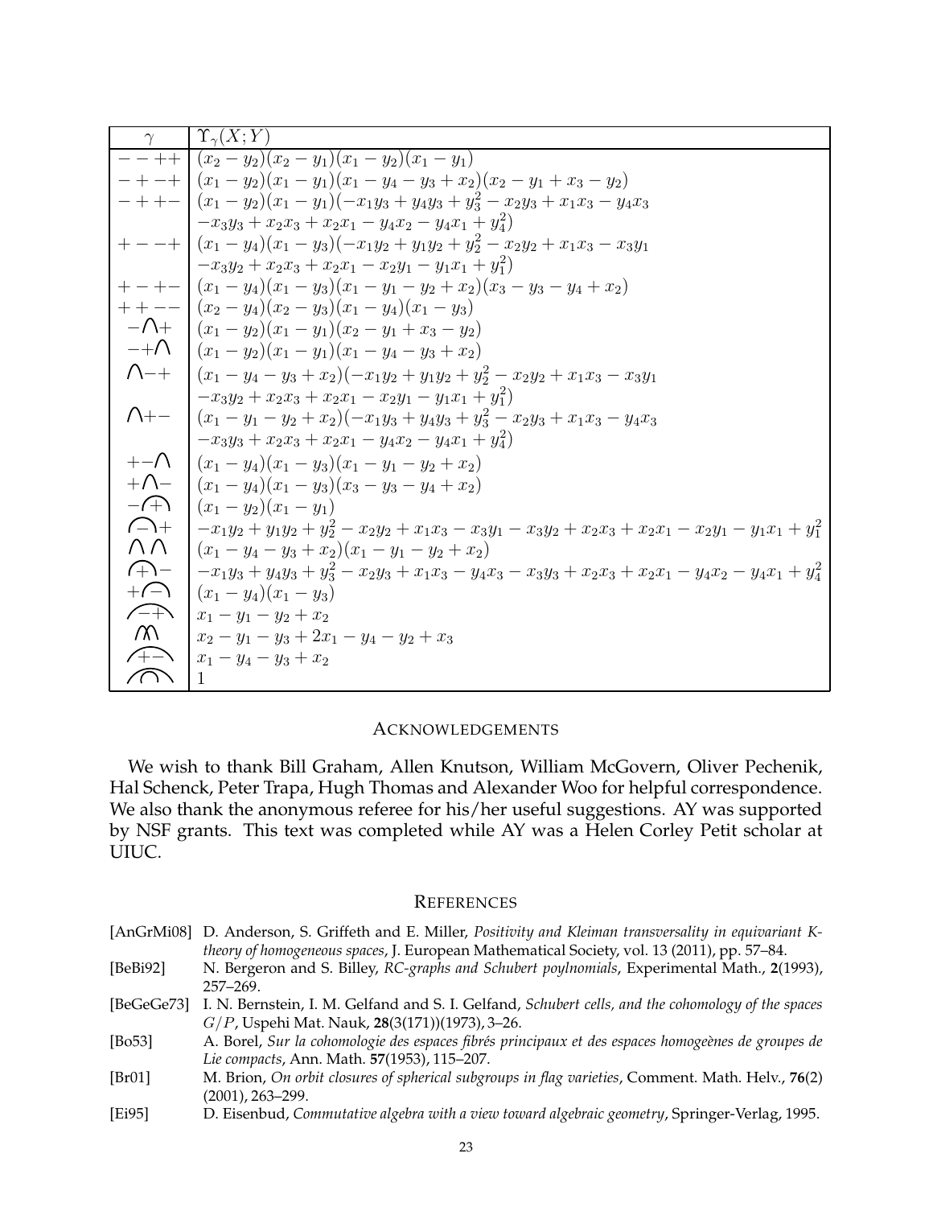| $\gamma$ | $\Upsilon_\gamma(X;Y)$ |
|---|---|
| $--++$ | $(x_2-y_2)(x_2-y_1)(x_1-y_2)(x_1-y_1)$ |
| $-+-+$ | $(x_1-y_2)(x_1-y_1)(x_1-y_4-y_3+x_2)(x_2-y_1+x_3-y_2)$ |
| $-++-$ | $(x_1-y_2)(x_1-y_1)(-x_1y_3+y_4y_3+y_3^2-x_2y_3+x_1x_3-y_4x_3$ $-x_3y_3+x_2x_3+x_2x_1-y_4x_2-y_4x_1+y_4^2)$ |
| $+--+$ | $(x_1-y_4)(x_1-y_3)(-x_1y_2+y_1y_2+y_2^2-x_2y_2+x_1x_3-x_3y_1$ $-x_3y_2+x_2x_3+x_2x_1-x_2y_1-y_1x_1+y_1^2)$ |
| $+-+-$ | $(x_1-y_4)(x_1-y_3)(x_1-y_1-y_2+x_2)(x_3-y_3-y_4+x_2)$ |
| $++--$ | $(x_2-y_4)(x_2-y_3)(x_1-y_4)(x_1-y_3)$ |
| $-\bigcap+$ | $(x_1-y_2)(x_1-y_1)(x_2-y_1+x_3-y_2)$ |
| $-+\bigcap$ | $(x_1-y_2)(x_1-y_1)(x_1-y_4-y_3+x_2)$ |
| $\bigcap-+$ | $(x_1-y_4-y_3+x_2)(-x_1y_2+y_1y_2+y_2^2-x_2y_2+x_1x_3-x_3y_1$ $-x_3y_2+x_2x_3+x_2x_1-x_2y_1-y_1x_1+y_1^2)$ |
| $\bigcap+-$ | $(x_1-y_1-y_2+x_2)(-x_1y_3+y_4y_3+y_3^2-x_2y_3+x_1x_3-y_4x_3$ $-x_3y_3+x_2x_3+x_2x_1-y_4x_2-y_4x_1+y_4^2)$ |
| $+-\bigcap$ | $(x_1-y_4)(x_1-y_3)(x_1-y_1-y_2+x_2)$ |
| $+\bigcap-$ | $(x_1-y_4)(x_1-y_3)(x_3-y_3-y_4+x_2)$ |
| $-\widehat{\,+\,}$ | $(x_1-y_2)(x_1-y_1)$ |
| $\widehat{\,-\,}+$ | $-x_1y_2+y_1y_2+y_2^2-x_2y_2+x_1x_3-x_3y_1-x_3y_2+x_2x_3+x_2x_1-x_2y_1-y_1x_1+y_1^2$ |
| $\bigcap\bigcap$ | $(x_1-y_4-y_3+x_2)(x_1-y_1-y_2+x_2)$ |
| $\widehat{\,+\,}-$ | $-x_1y_3+y_4y_3+y_3^2-x_2y_3+x_1x_3-y_4x_3-x_3y_3+x_2x_3+x_2x_1-y_4x_2-y_4x_1+y_4^2$ |
| $+\widehat{\,-\,}$ | $(x_1-y_4)(x_1-y_3)$ |
| $\widehat{\,-+\,}$ | $x_1-y_1-y_2+x_2$ |
| $\widehat{\bigcap\bigcap}$ | $x_2-y_1-y_3+2x_1-y_4-y_2+x_3$ |
| $\widehat{\,+-\,}$ | $x_1-y_4-y_3+x_2$ |
| $\widehat{\bigcap}$ | $1$ |

## ACKNOWLEDGEMENTS

We wish to thank Bill Graham, Allen Knutson, William McGovern, Oliver Pechenik, Hal Schenck, Peter Trapa, Hugh Thomas and Alexander Woo for helpful correspondence. We also thank the anonymous referee for his/her useful suggestions. AY was supported by NSF grants. This text was completed while AY was a Helen Corley Petit scholar at UIUC.

## REFERENCES

[AnGrMi08] D. Anderson, S. Griffeth and E. Miller, *Positivity and Kleiman transversality in equivariant K-theory of homogeneous spaces*, J. European Mathematical Society, vol. 13 (2011), pp. 57–84.

[BeBi92] N. Bergeron and S. Billey, *RC-graphs and Schubert poylnomials*, Experimental Math., **2**(1993), 257–269.

[BeGeGe73] I. N. Bernstein, I. M. Gelfand and S. I. Gelfand, *Schubert cells, and the cohomology of the spaces $G/P$*, Uspehi Mat. Nauk, **28**(3(171))(1973), 3–26.

[Bo53] A. Borel, *Sur la cohomologie des espaces fibrés principaux et des espaces homogeènes de groupes de Lie compacts*, Ann. Math. **57**(1953), 115–207.

[Br01] M. Brion, *On orbit closures of spherical subgroups in flag varieties*, Comment. Math. Helv., **76**(2) (2001), 263–299.

[Ei95] D. Eisenbud, *Commutative algebra with a view toward algebraic geometry*, Springer-Verlag, 1995.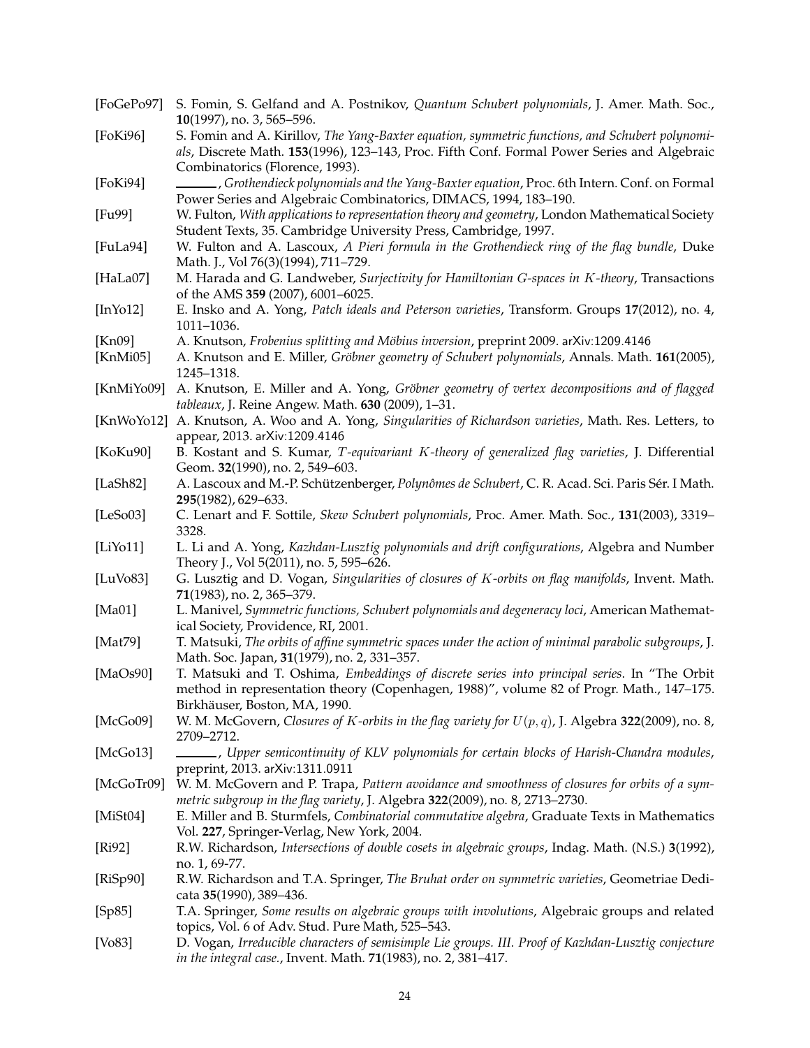[FoGePo97] S. Fomin, S. Gelfand and A. Postnikov, *Quantum Schubert polynomials*, J. Amer. Math. Soc., **10**(1997), no. 3, 565–596.

[FoKi96] S. Fomin and A. Kirillov, *The Yang-Baxter equation, symmetric functions, and Schubert polynomials*, Discrete Math. **153**(1996), 123–143, Proc. Fifth Conf. Formal Power Series and Algebraic Combinatorics (Florence, 1993).

[FoKi94] ______, *Grothendieck polynomials and the Yang-Baxter equation*, Proc. 6th Intern. Conf. on Formal Power Series and Algebraic Combinatorics, DIMACS, 1994, 183–190.

[Fu99] W. Fulton, *With applications to representation theory and geometry*, London Mathematical Society Student Texts, 35. Cambridge University Press, Cambridge, 1997.

[FuLa94] W. Fulton and A. Lascoux, *A Pieri formula in the Grothendieck ring of the flag bundle*, Duke Math. J., Vol 76(3)(1994), 711–729.

[HaLa07] M. Harada and G. Landweber, *Surjectivity for Hamiltonian $G$-spaces in $K$-theory*, Transactions of the AMS **359** (2007), 6001–6025.

[InYo12] E. Insko and A. Yong, *Patch ideals and Peterson varieties*, Transform. Groups **17**(2012), no. 4, 1011–1036.

[Kn09] A. Knutson, *Frobenius splitting and Möbius inversion*, preprint 2009. arXiv:1209.4146

[KnMi05] A. Knutson and E. Miller, *Gröbner geometry of Schubert polynomials*, Annals. Math. **161**(2005), 1245–1318.

[KnMiYo09] A. Knutson, E. Miller and A. Yong, *Gröbner geometry of vertex decompositions and of flagged tableaux*, J. Reine Angew. Math. **630** (2009), 1–31.

[KnWoYo12] A. Knutson, A. Woo and A. Yong, *Singularities of Richardson varieties*, Math. Res. Letters, to appear, 2013. arXiv:1209.4146

[KoKu90] B. Kostant and S. Kumar, *$T$-equivariant $K$-theory of generalized flag varieties*, J. Differential Geom. **32**(1990), no. 2, 549–603.

[LaSh82] A. Lascoux and M.-P. Schützenberger, *Polynômes de Schubert*, C. R. Acad. Sci. Paris Sér. I Math. **295**(1982), 629–633.

[LeSo03] C. Lenart and F. Sottile, *Skew Schubert polynomials*, Proc. Amer. Math. Soc., **131**(2003), 3319–3328.

[LiYo11] L. Li and A. Yong, *Kazhdan-Lusztig polynomials and drift configurations*, Algebra and Number Theory J., Vol 5(2011), no. 5, 595–626.

[LuVo83] G. Lusztig and D. Vogan, *Singularities of closures of $K$-orbits on flag manifolds*, Invent. Math. **71**(1983), no. 2, 365–379.

[Ma01] L. Manivel, *Symmetric functions, Schubert polynomials and degeneracy loci*, American Mathematical Society, Providence, RI, 2001.

[Mat79] T. Matsuki, *The orbits of affine symmetric spaces under the action of minimal parabolic subgroups*, J. Math. Soc. Japan, **31**(1979), no. 2, 331–357.

[MaOs90] T. Matsuki and T. Oshima, *Embeddings of discrete series into principal series*. In "The Orbit method in representation theory (Copenhagen, 1988)", volume 82 of Progr. Math., 147–175. Birkhäuser, Boston, MA, 1990.

[McGo09] W. M. McGovern, *Closures of $K$-orbits in the flag variety for $U(p,q)$*, J. Algebra **322**(2009), no. 8, 2709–2712.

[McGo13] ______, *Upper semicontinuity of KLV polynomials for certain blocks of Harish-Chandra modules*, preprint, 2013. arXiv:1311.0911

[McGoTr09] W. M. McGovern and P. Trapa, *Pattern avoidance and smoothness of closures for orbits of a symmetric subgroup in the flag variety*, J. Algebra **322**(2009), no. 8, 2713–2730.

[MiSt04] E. Miller and B. Sturmfels, *Combinatorial commutative algebra*, Graduate Texts in Mathematics Vol. **227**, Springer-Verlag, New York, 2004.

[Ri92] R.W. Richardson, *Intersections of double cosets in algebraic groups*, Indag. Math. (N.S.) **3**(1992), no. 1, 69-77.

[RiSp90] R.W. Richardson and T.A. Springer, *The Bruhat order on symmetric varieties*, Geometriae Dedicata **35**(1990), 389–436.

[Sp85] T.A. Springer, *Some results on algebraic groups with involutions*, Algebraic groups and related topics, Vol. 6 of Adv. Stud. Pure Math, 525–543.

[Vo83] D. Vogan, *Irreducible characters of semisimple Lie groups. III. Proof of Kazhdan-Lusztig conjecture in the integral case.*, Invent. Math. **71**(1983), no. 2, 381–417.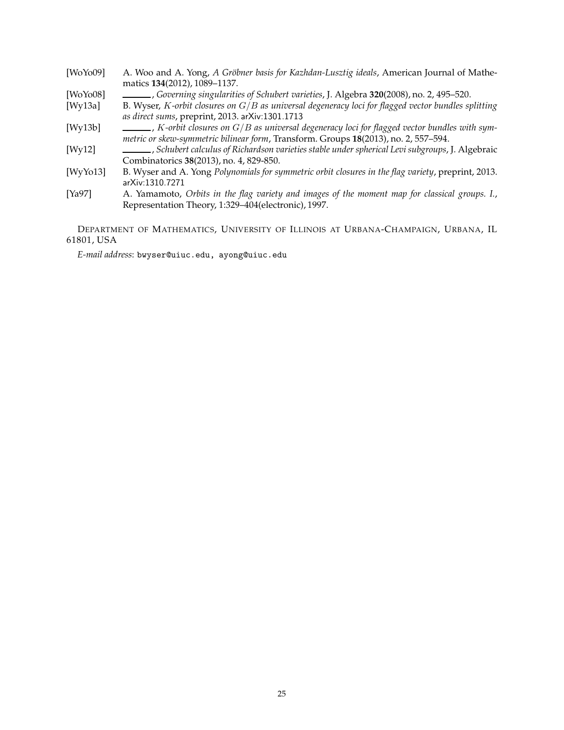[WoYo09] A. Woo and A. Yong, *A Gröbner basis for Kazhdan-Lusztig ideals*, American Journal of Mathematics **134**(2012), 1089–1137.

[WoYo08] ______, *Governing singularities of Schubert varieties*, J. Algebra **320**(2008), no. 2, 495–520.

[Wy13a] B. Wyser, *$K$-orbit closures on $G/B$ as universal degeneracy loci for flagged vector bundles splitting as direct sums*, preprint, 2013. arXiv:1301.1713

[Wy13b] ______, *$K$-orbit closures on $G/B$ as universal degeneracy loci for flagged vector bundles with symmetric or skew-symmetric bilinear form*, Transform. Groups **18**(2013), no. 2, 557–594.

[Wy12] ______, *Schubert calculus of Richardson varieties stable under spherical Levi subgroups*, J. Algebraic Combinatorics **38**(2013), no. 4, 829-850.

[WyYo13] B. Wyser and A. Yong *Polynomials for symmetric orbit closures in the flag variety*, preprint, 2013. arXiv:1310.7271

[Ya97] A. Yamamoto, *Orbits in the flag variety and images of the moment map for classical groups. I.*, Representation Theory, 1:329–404(electronic), 1997.

DEPARTMENT OF MATHEMATICS, UNIVERSITY OF ILLINOIS AT URBANA-CHAMPAIGN, URBANA, IL 61801, USA

*E-mail address*: bwyser@uiuc.edu, ayong@uiuc.edu